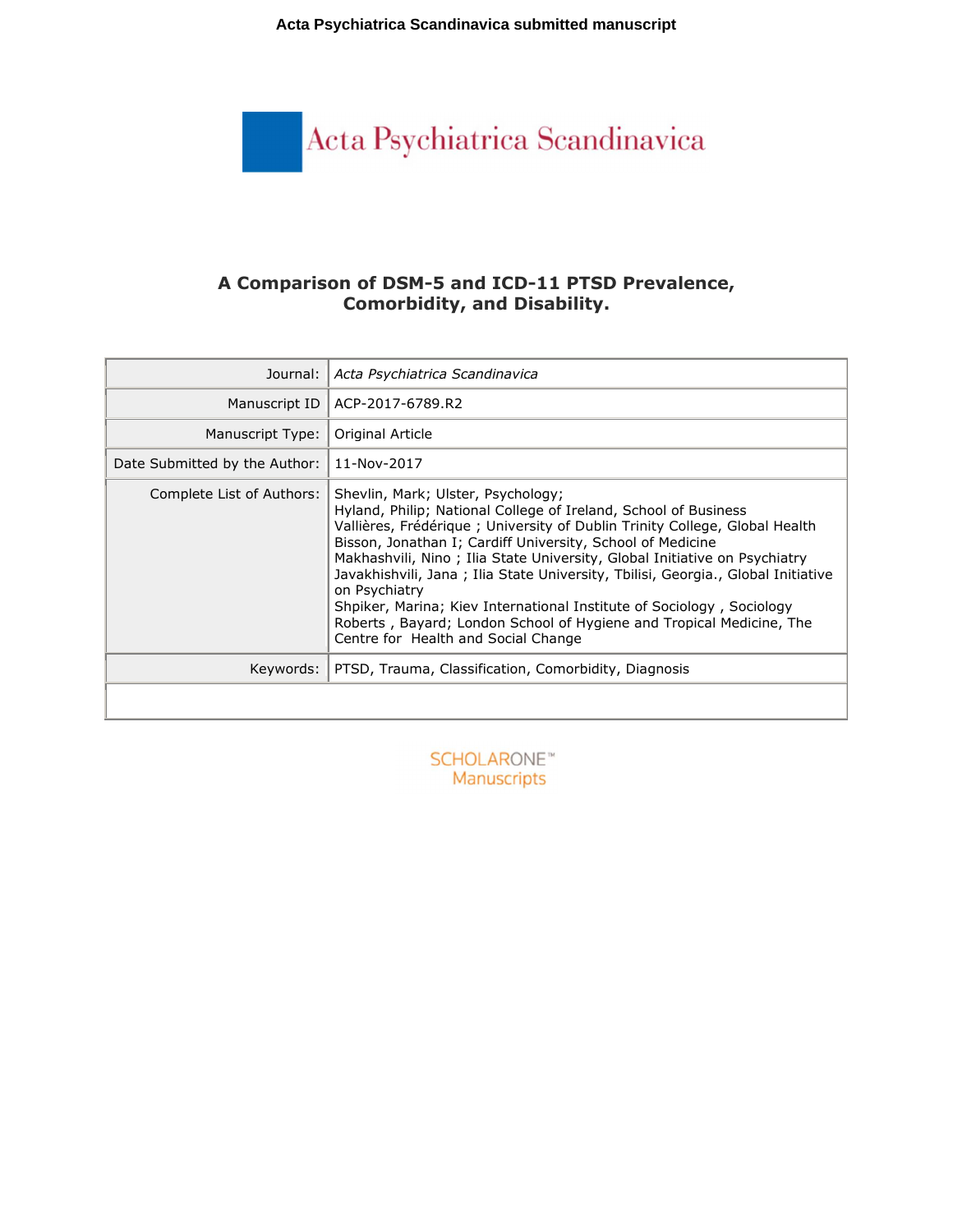Acta Psychiatrica Scandinavica submitted manuscript

Acta Psychiatrica Scandinavica

# A Comparison of DSM-5 and ICD-11 PTSD Prevalence, Comorbidity, and Disability.

| | |
|---|---|
| Journal: | *Acta Psychiatrica Scandinavica* |
| Manuscript ID | ACP-2017-6789.R2 |
| Manuscript Type: | Original Article |
| Date Submitted by the Author: | 11-Nov-2017 |
| Complete List of Authors: | Shevlin, Mark; Ulster, Psychology; Hyland, Philip; National College of Ireland, School of Business Vallières, Frédérique ; University of Dublin Trinity College, Global Health Bisson, Jonathan I; Cardiff University, School of Medicine Makhashvili, Nino ; Ilia State University, Global Initiative on Psychiatry Javakhishvili, Jana ; Ilia State University, Tbilisi, Georgia., Global Initiative on Psychiatry Shpiker, Marina; Kiev International Institute of Sociology , Sociology Roberts , Bayard; London School of Hygiene and Tropical Medicine, The Centre for Health and Social Change |
| Keywords: | PTSD, Trauma, Classification, Comorbidity, Diagnosis |
| | |

SCHOLARONE™ Manuscripts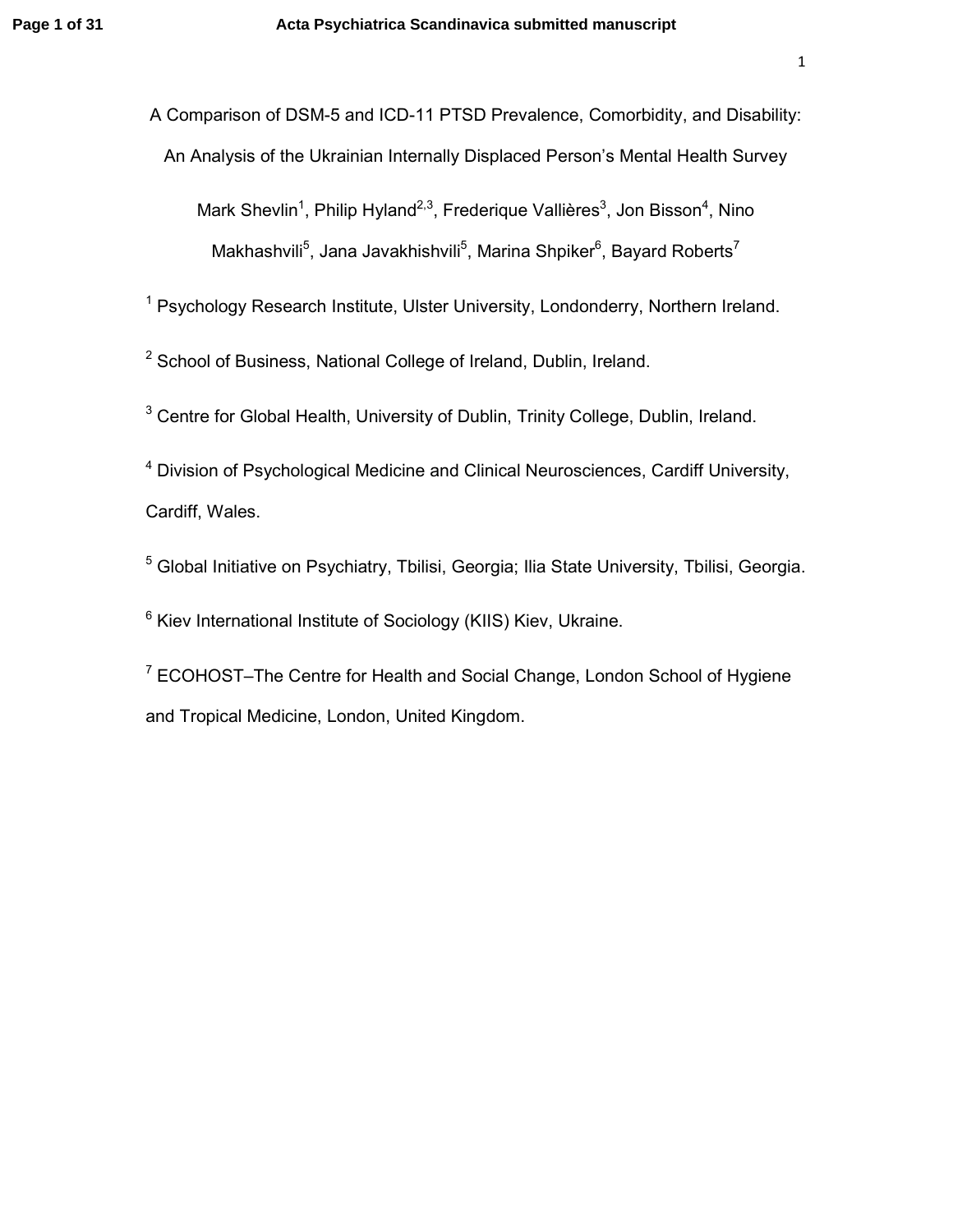A Comparison of DSM-5 and ICD-11 PTSD Prevalence, Comorbidity, and Disability: An Analysis of the Ukrainian Internally Displaced Person's Mental Health Survey

Mark Shevlin[1], Philip Hyland[2,3], Frederique Vallières[3], Jon Bisson[4], Nino Makhashvili[5], Jana Javakhishvili[5], Marina Shpiker[6], Bayard Roberts[7]

[1] Psychology Research Institute, Ulster University, Londonderry, Northern Ireland.

[2] School of Business, National College of Ireland, Dublin, Ireland.

[3] Centre for Global Health, University of Dublin, Trinity College, Dublin, Ireland.

[4] Division of Psychological Medicine and Clinical Neurosciences, Cardiff University, Cardiff, Wales.

[5] Global Initiative on Psychiatry, Tbilisi, Georgia; Ilia State University, Tbilisi, Georgia.

[6] Kiev International Institute of Sociology (KIIS) Kiev, Ukraine.

[7] ECOHOST–The Centre for Health and Social Change, London School of Hygiene and Tropical Medicine, London, United Kingdom.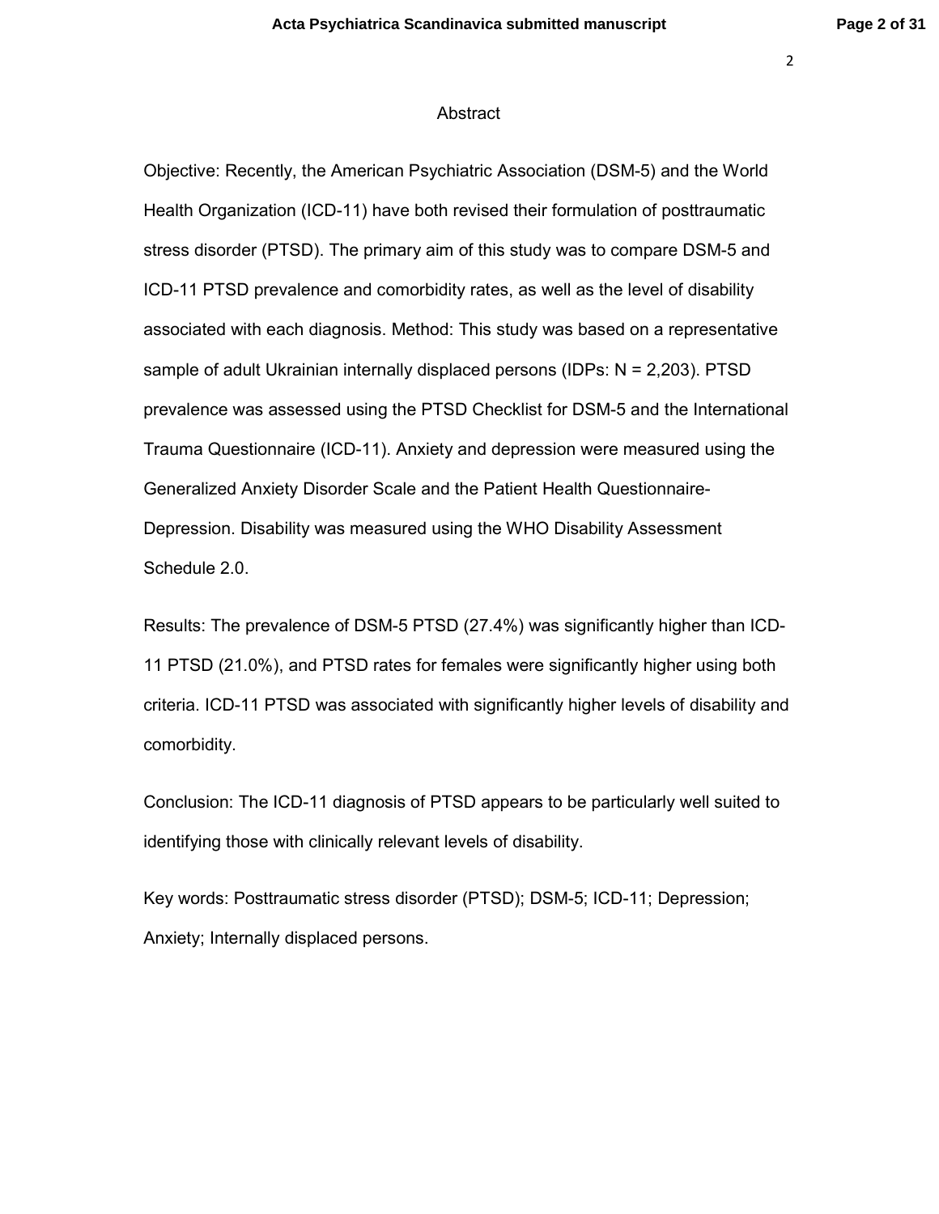# Abstract

Objective: Recently, the American Psychiatric Association (DSM-5) and the World Health Organization (ICD-11) have both revised their formulation of posttraumatic stress disorder (PTSD). The primary aim of this study was to compare DSM-5 and ICD-11 PTSD prevalence and comorbidity rates, as well as the level of disability associated with each diagnosis. Method: This study was based on a representative sample of adult Ukrainian internally displaced persons (IDPs: N = 2,203). PTSD prevalence was assessed using the PTSD Checklist for DSM-5 and the International Trauma Questionnaire (ICD-11). Anxiety and depression were measured using the Generalized Anxiety Disorder Scale and the Patient Health Questionnaire-Depression. Disability was measured using the WHO Disability Assessment Schedule 2.0.

Results: The prevalence of DSM-5 PTSD (27.4%) was significantly higher than ICD-11 PTSD (21.0%), and PTSD rates for females were significantly higher using both criteria. ICD-11 PTSD was associated with significantly higher levels of disability and comorbidity.

Conclusion: The ICD-11 diagnosis of PTSD appears to be particularly well suited to identifying those with clinically relevant levels of disability.

Key words: Posttraumatic stress disorder (PTSD); DSM-5; ICD-11; Depression; Anxiety; Internally displaced persons.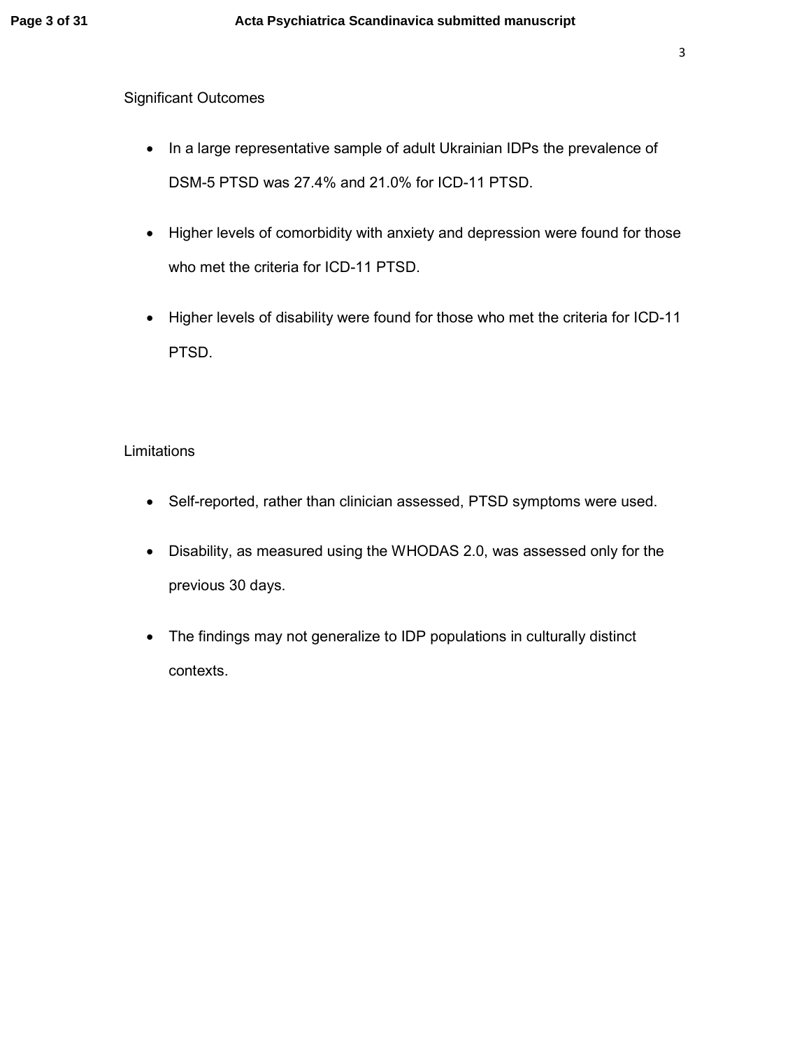## Significant Outcomes

- In a large representative sample of adult Ukrainian IDPs the prevalence of DSM-5 PTSD was 27.4% and 21.0% for ICD-11 PTSD.
- Higher levels of comorbidity with anxiety and depression were found for those who met the criteria for ICD-11 PTSD.
- Higher levels of disability were found for those who met the criteria for ICD-11 PTSD.

## Limitations

- Self-reported, rather than clinician assessed, PTSD symptoms were used.
- Disability, as measured using the WHODAS 2.0, was assessed only for the previous 30 days.
- The findings may not generalize to IDP populations in culturally distinct contexts.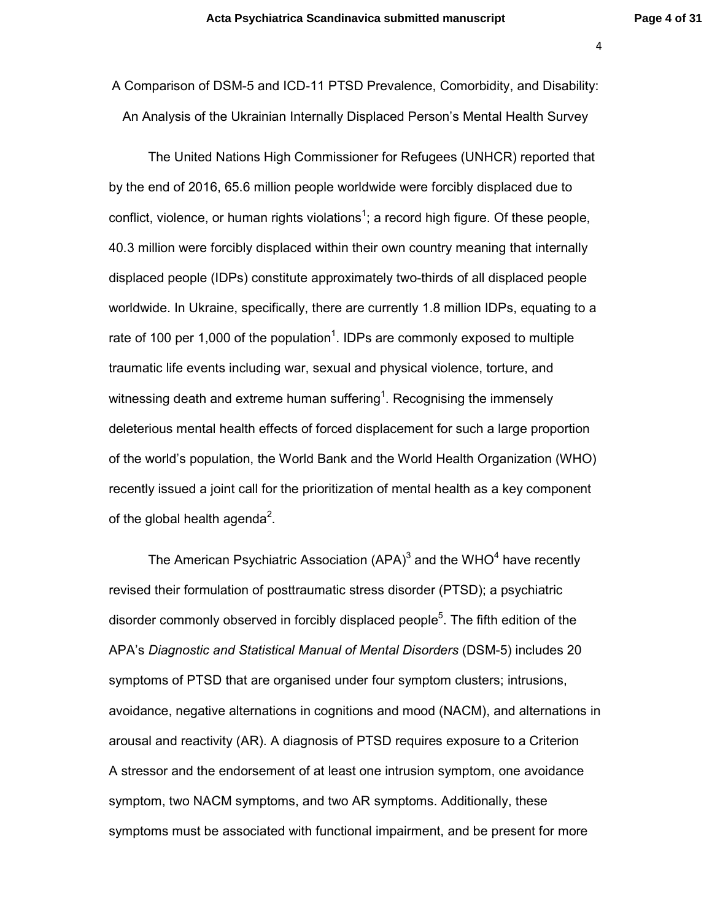A Comparison of DSM-5 and ICD-11 PTSD Prevalence, Comorbidity, and Disability: An Analysis of the Ukrainian Internally Displaced Person's Mental Health Survey

The United Nations High Commissioner for Refugees (UNHCR) reported that by the end of 2016, 65.6 million people worldwide were forcibly displaced due to conflict, violence, or human rights violations[1]; a record high figure. Of these people, 40.3 million were forcibly displaced within their own country meaning that internally displaced people (IDPs) constitute approximately two-thirds of all displaced people worldwide. In Ukraine, specifically, there are currently 1.8 million IDPs, equating to a rate of 100 per 1,000 of the population[1]. IDPs are commonly exposed to multiple traumatic life events including war, sexual and physical violence, torture, and witnessing death and extreme human suffering[1]. Recognising the immensely deleterious mental health effects of forced displacement for such a large proportion of the world's population, the World Bank and the World Health Organization (WHO) recently issued a joint call for the prioritization of mental health as a key component of the global health agenda[2].

The American Psychiatric Association (APA)[3] and the WHO[4] have recently revised their formulation of posttraumatic stress disorder (PTSD); a psychiatric disorder commonly observed in forcibly displaced people[5]. The fifth edition of the APA's *Diagnostic and Statistical Manual of Mental Disorders* (DSM-5) includes 20 symptoms of PTSD that are organised under four symptom clusters; intrusions, avoidance, negative alternations in cognitions and mood (NACM), and alternations in arousal and reactivity (AR). A diagnosis of PTSD requires exposure to a Criterion A stressor and the endorsement of at least one intrusion symptom, one avoidance symptom, two NACM symptoms, and two AR symptoms. Additionally, these symptoms must be associated with functional impairment, and be present for more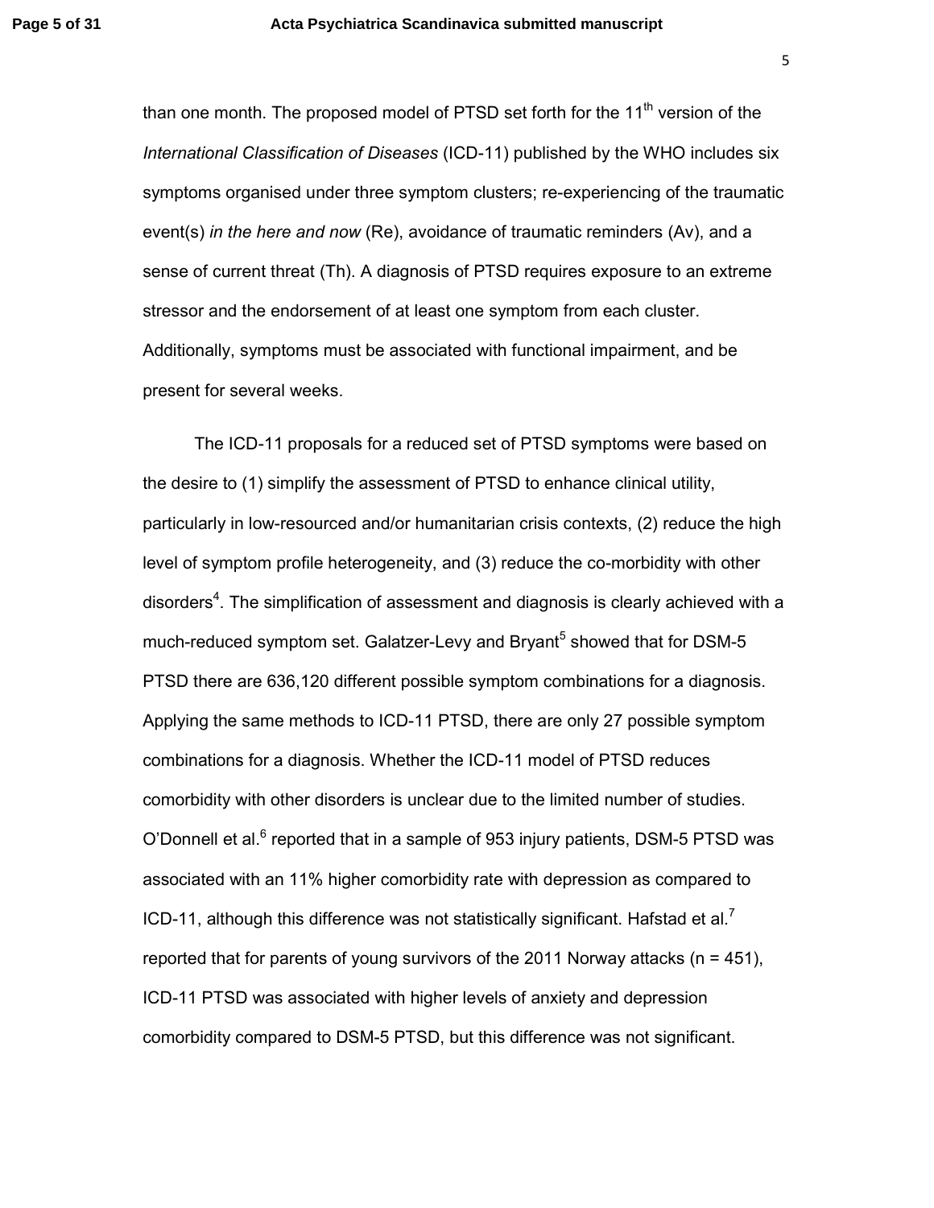than one month. The proposed model of PTSD set forth for the 11th version of the *International Classification of Diseases* (ICD-11) published by the WHO includes six symptoms organised under three symptom clusters; re-experiencing of the traumatic event(s) *in the here and now* (Re), avoidance of traumatic reminders (Av), and a sense of current threat (Th). A diagnosis of PTSD requires exposure to an extreme stressor and the endorsement of at least one symptom from each cluster. Additionally, symptoms must be associated with functional impairment, and be present for several weeks.

The ICD-11 proposals for a reduced set of PTSD symptoms were based on the desire to (1) simplify the assessment of PTSD to enhance clinical utility, particularly in low-resourced and/or humanitarian crisis contexts, (2) reduce the high level of symptom profile heterogeneity, and (3) reduce the co-morbidity with other disorders[4]. The simplification of assessment and diagnosis is clearly achieved with a much-reduced symptom set. Galatzer-Levy and Bryant[5] showed that for DSM-5 PTSD there are 636,120 different possible symptom combinations for a diagnosis. Applying the same methods to ICD-11 PTSD, there are only 27 possible symptom combinations for a diagnosis. Whether the ICD-11 model of PTSD reduces comorbidity with other disorders is unclear due to the limited number of studies. O'Donnell et al.[6] reported that in a sample of 953 injury patients, DSM-5 PTSD was associated with an 11% higher comorbidity rate with depression as compared to ICD-11, although this difference was not statistically significant. Hafstad et al.[7] reported that for parents of young survivors of the 2011 Norway attacks (n = 451), ICD-11 PTSD was associated with higher levels of anxiety and depression comorbidity compared to DSM-5 PTSD, but this difference was not significant.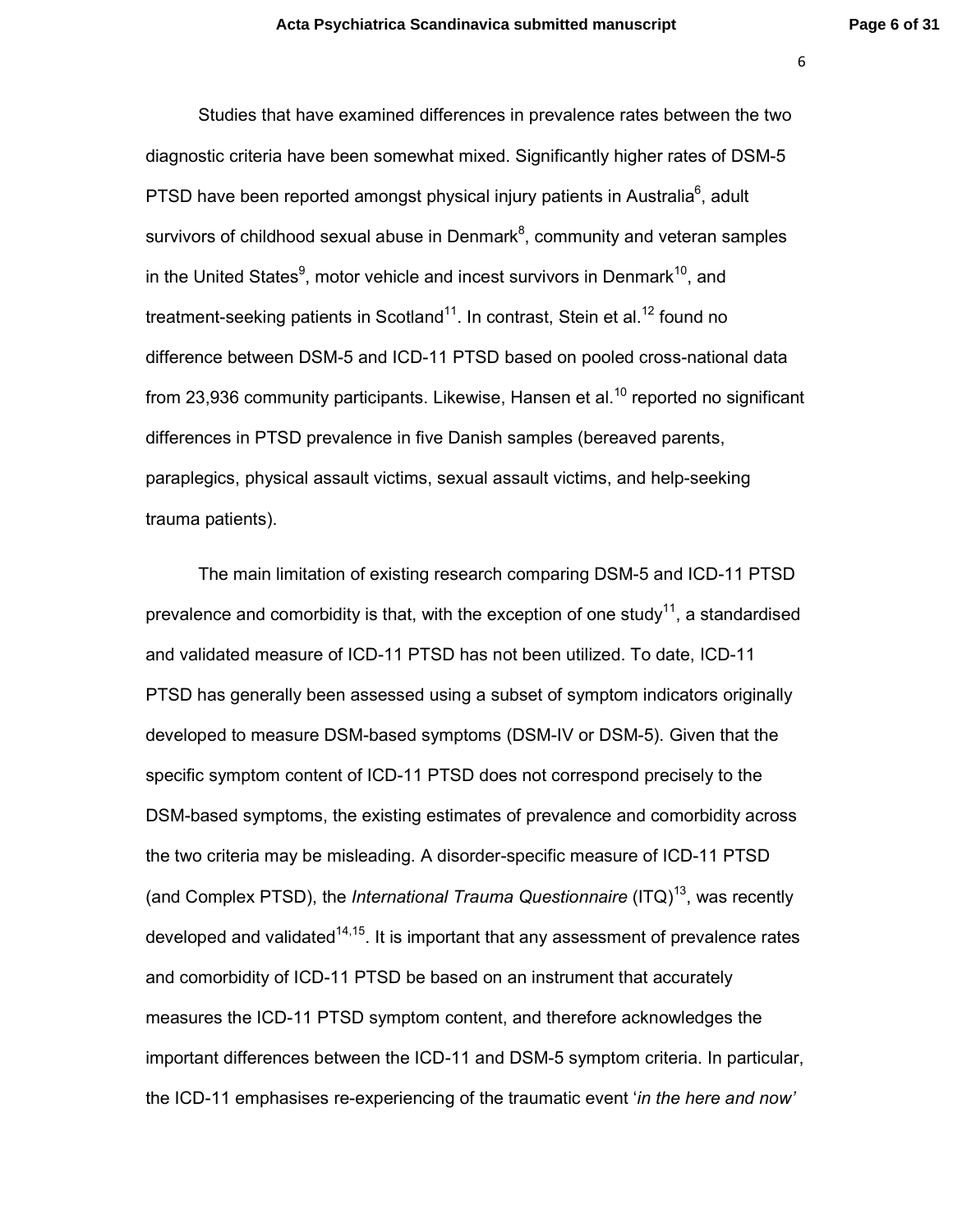Studies that have examined differences in prevalence rates between the two diagnostic criteria have been somewhat mixed. Significantly higher rates of DSM-5 PTSD have been reported amongst physical injury patients in Australia[6], adult survivors of childhood sexual abuse in Denmark[8], community and veteran samples in the United States[9], motor vehicle and incest survivors in Denmark[10], and treatment-seeking patients in Scotland[11]. In contrast, Stein et al.[12] found no difference between DSM-5 and ICD-11 PTSD based on pooled cross-national data from 23,936 community participants. Likewise, Hansen et al.[10] reported no significant differences in PTSD prevalence in five Danish samples (bereaved parents, paraplegics, physical assault victims, sexual assault victims, and help-seeking trauma patients).

The main limitation of existing research comparing DSM-5 and ICD-11 PTSD prevalence and comorbidity is that, with the exception of one study[11], a standardised and validated measure of ICD-11 PTSD has not been utilized. To date, ICD-11 PTSD has generally been assessed using a subset of symptom indicators originally developed to measure DSM-based symptoms (DSM-IV or DSM-5). Given that the specific symptom content of ICD-11 PTSD does not correspond precisely to the DSM-based symptoms, the existing estimates of prevalence and comorbidity across the two criteria may be misleading. A disorder-specific measure of ICD-11 PTSD (and Complex PTSD), the *International Trauma Questionnaire* (ITQ)[13], was recently developed and validated[14,15]. It is important that any assessment of prevalence rates and comorbidity of ICD-11 PTSD be based on an instrument that accurately measures the ICD-11 PTSD symptom content, and therefore acknowledges the important differences between the ICD-11 and DSM-5 symptom criteria. In particular, the ICD-11 emphasises re-experiencing of the traumatic event '*in the here and now'*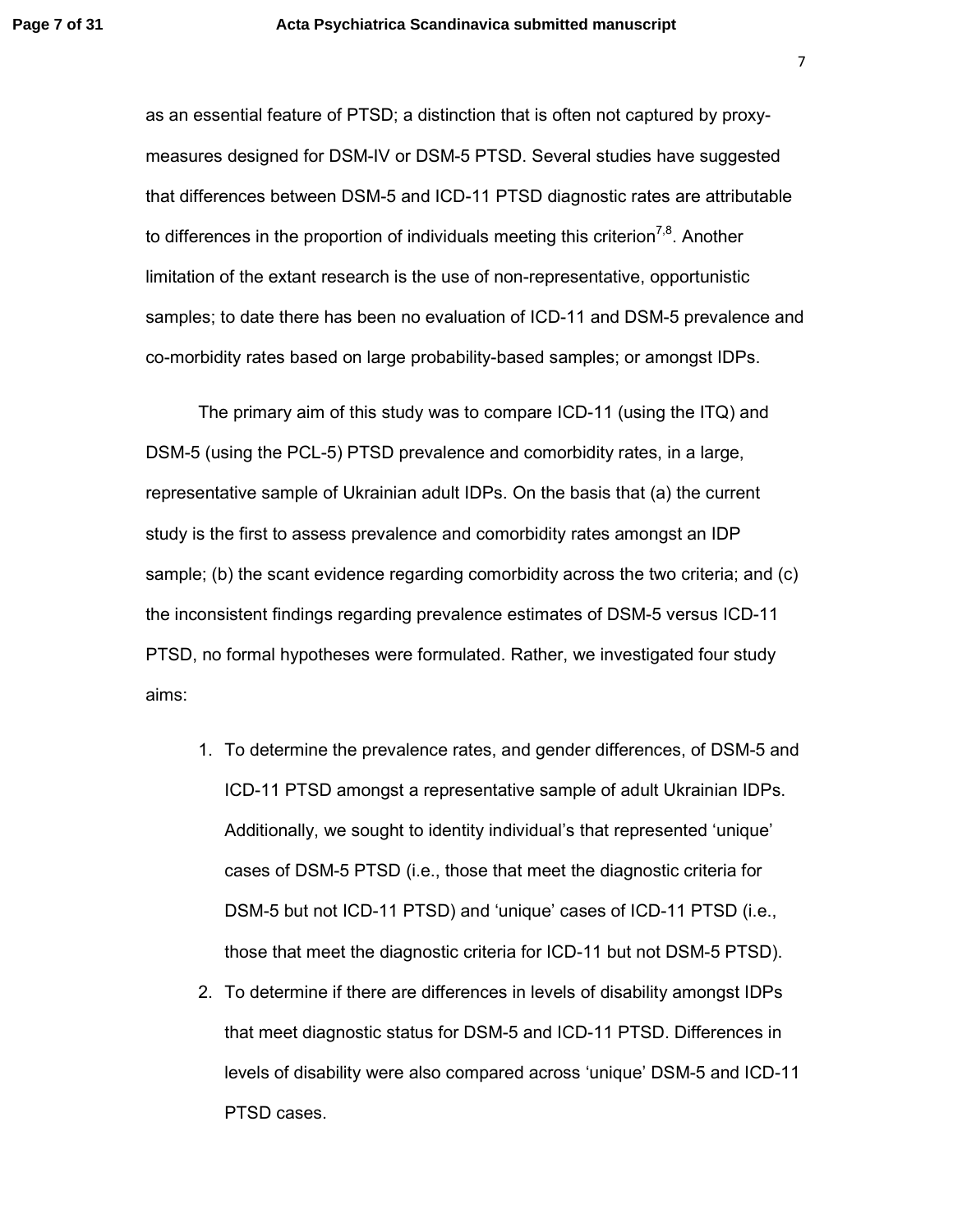as an essential feature of PTSD; a distinction that is often not captured by proxy-measures designed for DSM-IV or DSM-5 PTSD. Several studies have suggested that differences between DSM-5 and ICD-11 PTSD diagnostic rates are attributable to differences in the proportion of individuals meeting this criterion[7,8]. Another limitation of the extant research is the use of non-representative, opportunistic samples; to date there has been no evaluation of ICD-11 and DSM-5 prevalence and co-morbidity rates based on large probability-based samples; or amongst IDPs.

The primary aim of this study was to compare ICD-11 (using the ITQ) and DSM-5 (using the PCL-5) PTSD prevalence and comorbidity rates, in a large, representative sample of Ukrainian adult IDPs. On the basis that (a) the current study is the first to assess prevalence and comorbidity rates amongst an IDP sample; (b) the scant evidence regarding comorbidity across the two criteria; and (c) the inconsistent findings regarding prevalence estimates of DSM-5 versus ICD-11 PTSD, no formal hypotheses were formulated. Rather, we investigated four study aims:

1. To determine the prevalence rates, and gender differences, of DSM-5 and ICD-11 PTSD amongst a representative sample of adult Ukrainian IDPs. Additionally, we sought to identity individual's that represented 'unique' cases of DSM-5 PTSD (i.e., those that meet the diagnostic criteria for DSM-5 but not ICD-11 PTSD) and 'unique' cases of ICD-11 PTSD (i.e., those that meet the diagnostic criteria for ICD-11 but not DSM-5 PTSD).
2. To determine if there are differences in levels of disability amongst IDPs that meet diagnostic status for DSM-5 and ICD-11 PTSD. Differences in levels of disability were also compared across 'unique' DSM-5 and ICD-11 PTSD cases.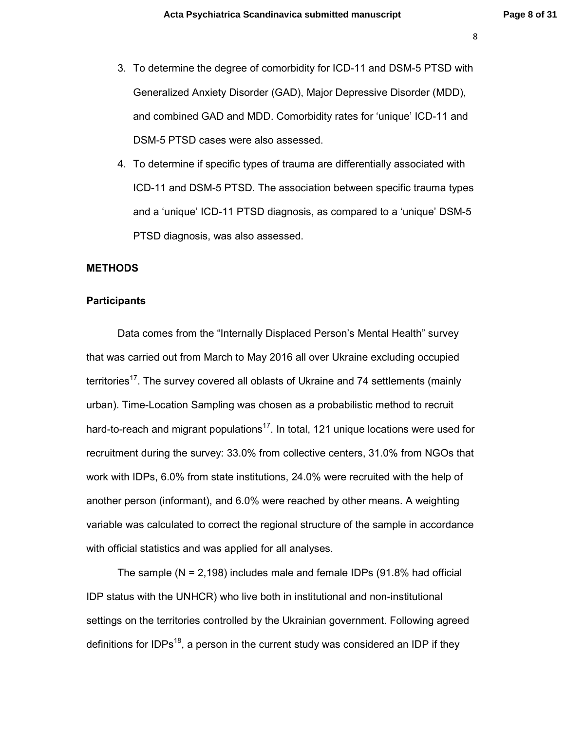3. To determine the degree of comorbidity for ICD-11 and DSM-5 PTSD with Generalized Anxiety Disorder (GAD), Major Depressive Disorder (MDD), and combined GAD and MDD. Comorbidity rates for 'unique' ICD-11 and DSM-5 PTSD cases were also assessed.
4. To determine if specific types of trauma are differentially associated with ICD-11 and DSM-5 PTSD. The association between specific trauma types and a 'unique' ICD-11 PTSD diagnosis, as compared to a 'unique' DSM-5 PTSD diagnosis, was also assessed.

## METHODS

### Participants

Data comes from the "Internally Displaced Person's Mental Health" survey that was carried out from March to May 2016 all over Ukraine excluding occupied territories[17]. The survey covered all oblasts of Ukraine and 74 settlements (mainly urban). Time-Location Sampling was chosen as a probabilistic method to recruit hard-to-reach and migrant populations[17]. In total, 121 unique locations were used for recruitment during the survey: 33.0% from collective centers, 31.0% from NGOs that work with IDPs, 6.0% from state institutions, 24.0% were recruited with the help of another person (informant), and 6.0% were reached by other means. A weighting variable was calculated to correct the regional structure of the sample in accordance with official statistics and was applied for all analyses.

The sample (N = 2,198) includes male and female IDPs (91.8% had official IDP status with the UNHCR) who live both in institutional and non-institutional settings on the territories controlled by the Ukrainian government. Following agreed definitions for IDPs[18], a person in the current study was considered an IDP if they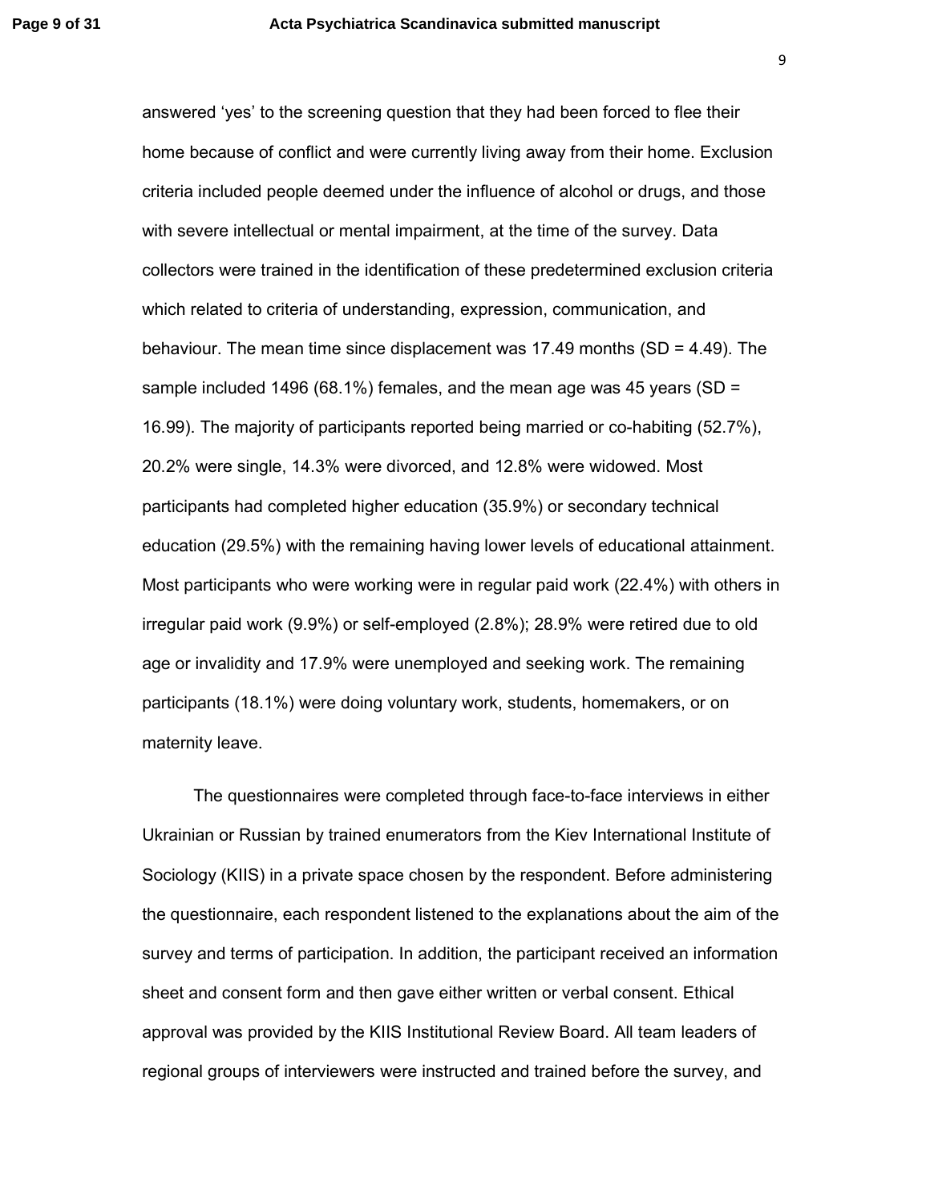answered 'yes' to the screening question that they had been forced to flee their home because of conflict and were currently living away from their home. Exclusion criteria included people deemed under the influence of alcohol or drugs, and those with severe intellectual or mental impairment, at the time of the survey. Data collectors were trained in the identification of these predetermined exclusion criteria which related to criteria of understanding, expression, communication, and behaviour. The mean time since displacement was 17.49 months (SD = 4.49). The sample included 1496 (68.1%) females, and the mean age was 45 years (SD = 16.99). The majority of participants reported being married or co-habiting (52.7%), 20.2% were single, 14.3% were divorced, and 12.8% were widowed. Most participants had completed higher education (35.9%) or secondary technical education (29.5%) with the remaining having lower levels of educational attainment. Most participants who were working were in regular paid work (22.4%) with others in irregular paid work (9.9%) or self-employed (2.8%); 28.9% were retired due to old age or invalidity and 17.9% were unemployed and seeking work. The remaining participants (18.1%) were doing voluntary work, students, homemakers, or on maternity leave.

The questionnaires were completed through face-to-face interviews in either Ukrainian or Russian by trained enumerators from the Kiev International Institute of Sociology (KIIS) in a private space chosen by the respondent. Before administering the questionnaire, each respondent listened to the explanations about the aim of the survey and terms of participation. In addition, the participant received an information sheet and consent form and then gave either written or verbal consent. Ethical approval was provided by the KIIS Institutional Review Board. All team leaders of regional groups of interviewers were instructed and trained before the survey, and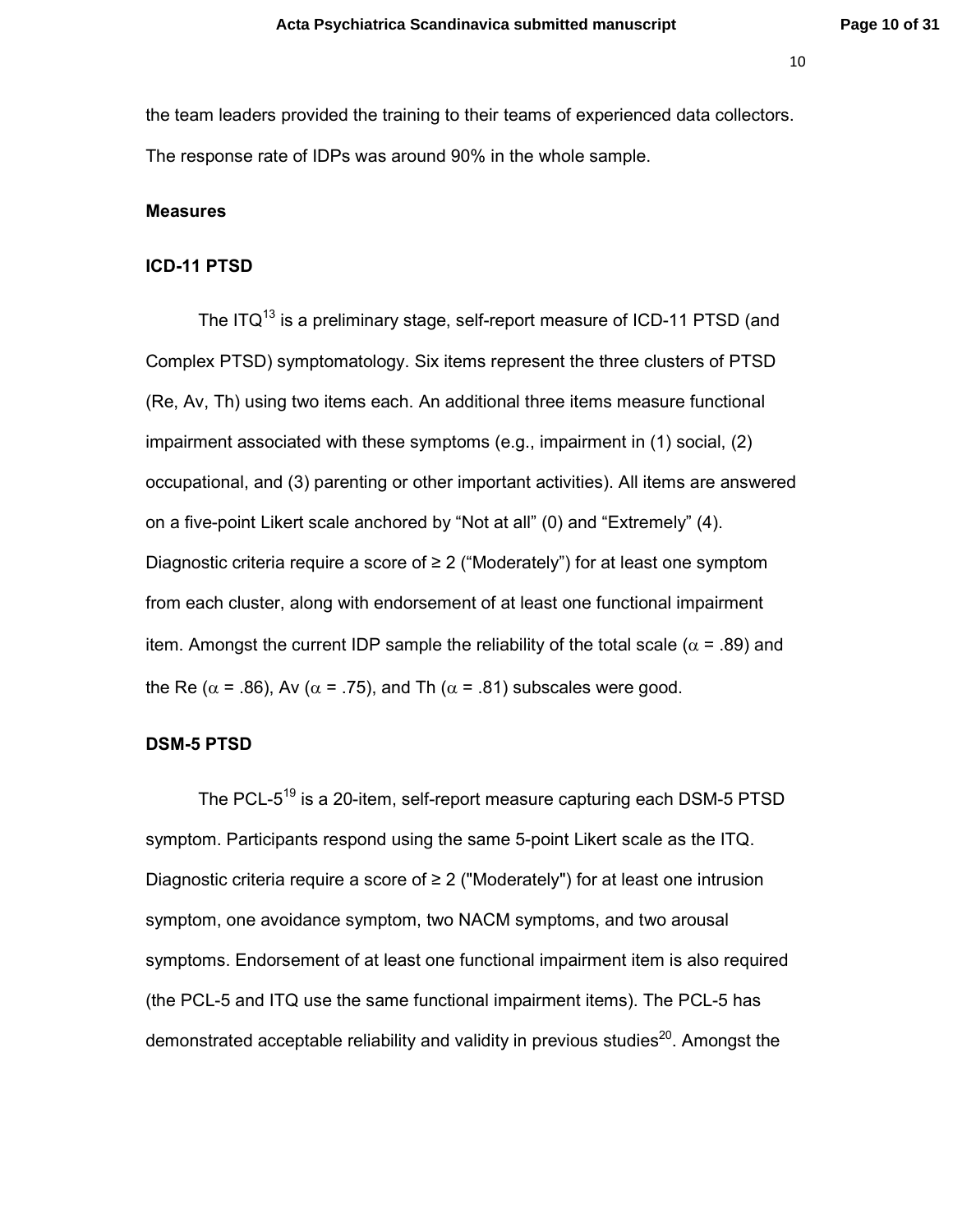the team leaders provided the training to their teams of experienced data collectors. The response rate of IDPs was around 90% in the whole sample.

### Measures

### ICD-11 PTSD

The ITQ[13] is a preliminary stage, self-report measure of ICD-11 PTSD (and Complex PTSD) symptomatology. Six items represent the three clusters of PTSD (Re, Av, Th) using two items each. An additional three items measure functional impairment associated with these symptoms (e.g., impairment in (1) social, (2) occupational, and (3) parenting or other important activities). All items are answered on a five-point Likert scale anchored by "Not at all" (0) and "Extremely" (4). Diagnostic criteria require a score of ≥ 2 ("Moderately") for at least one symptom from each cluster, along with endorsement of at least one functional impairment item. Amongst the current IDP sample the reliability of the total scale ($\alpha$ = .89) and the Re ($\alpha$ = .86), Av ($\alpha$ = .75), and Th ($\alpha$ = .81) subscales were good.

### DSM-5 PTSD

The PCL-5[19] is a 20-item, self-report measure capturing each DSM-5 PTSD symptom. Participants respond using the same 5-point Likert scale as the ITQ. Diagnostic criteria require a score of ≥ 2 ("Moderately") for at least one intrusion symptom, one avoidance symptom, two NACM symptoms, and two arousal symptoms. Endorsement of at least one functional impairment item is also required (the PCL-5 and ITQ use the same functional impairment items). The PCL-5 has demonstrated acceptable reliability and validity in previous studies[20]. Amongst the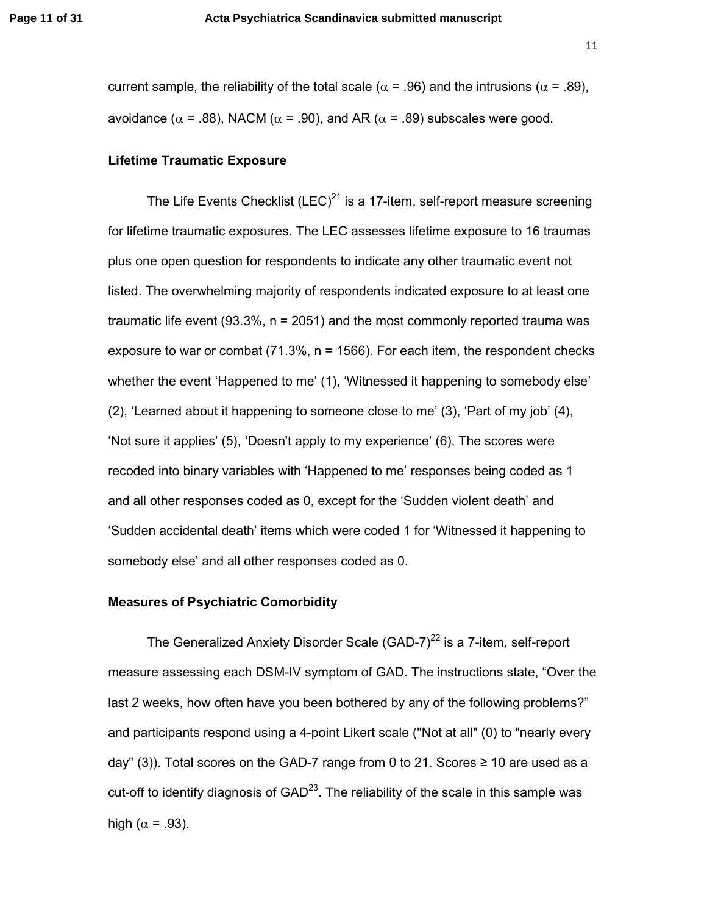current sample, the reliability of the total scale ($\alpha$ = .96) and the intrusions ($\alpha$ = .89), avoidance ($\alpha$ = .88), NACM ($\alpha$ = .90), and AR ($\alpha$ = .89) subscales were good.

### Lifetime Traumatic Exposure

The Life Events Checklist (LEC)[21] is a 17-item, self-report measure screening for lifetime traumatic exposures. The LEC assesses lifetime exposure to 16 traumas plus one open question for respondents to indicate any other traumatic event not listed. The overwhelming majority of respondents indicated exposure to at least one traumatic life event (93.3%, n = 2051) and the most commonly reported trauma was exposure to war or combat (71.3%, n = 1566). For each item, the respondent checks whether the event 'Happened to me' (1), 'Witnessed it happening to somebody else' (2), 'Learned about it happening to someone close to me' (3), 'Part of my job' (4), 'Not sure it applies' (5), 'Doesn't apply to my experience' (6). The scores were recoded into binary variables with 'Happened to me' responses being coded as 1 and all other responses coded as 0, except for the 'Sudden violent death' and 'Sudden accidental death' items which were coded 1 for 'Witnessed it happening to somebody else' and all other responses coded as 0.

### Measures of Psychiatric Comorbidity

The Generalized Anxiety Disorder Scale (GAD-7)[22] is a 7-item, self-report measure assessing each DSM-IV symptom of GAD. The instructions state, "Over the last 2 weeks, how often have you been bothered by any of the following problems?" and participants respond using a 4-point Likert scale ("Not at all" (0) to "nearly every day" (3)). Total scores on the GAD-7 range from 0 to 21. Scores ≥ 10 are used as a cut-off to identify diagnosis of GAD[23]. The reliability of the scale in this sample was high ($\alpha$ = .93).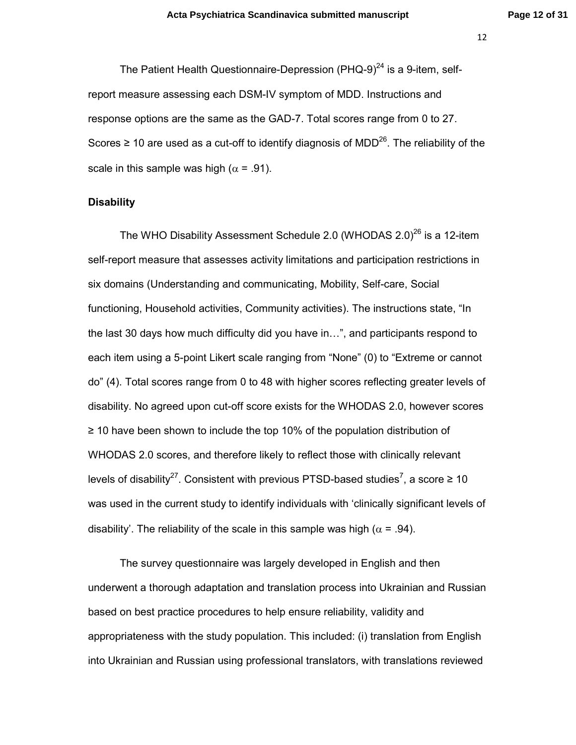The Patient Health Questionnaire-Depression (PHQ-9)[24] is a 9-item, self-report measure assessing each DSM-IV symptom of MDD. Instructions and response options are the same as the GAD-7. Total scores range from 0 to 27. Scores ≥ 10 are used as a cut-off to identify diagnosis of MDD[26]. The reliability of the scale in this sample was high ($\alpha$ = .91).

### Disability

The WHO Disability Assessment Schedule 2.0 (WHODAS 2.0)[26] is a 12-item self-report measure that assesses activity limitations and participation restrictions in six domains (Understanding and communicating, Mobility, Self-care, Social functioning, Household activities, Community activities). The instructions state, "In the last 30 days how much difficulty did you have in…", and participants respond to each item using a 5-point Likert scale ranging from "None" (0) to "Extreme or cannot do" (4). Total scores range from 0 to 48 with higher scores reflecting greater levels of disability. No agreed upon cut-off score exists for the WHODAS 2.0, however scores ≥ 10 have been shown to include the top 10% of the population distribution of WHODAS 2.0 scores, and therefore likely to reflect those with clinically relevant levels of disability[27]. Consistent with previous PTSD-based studies[7], a score ≥ 10 was used in the current study to identify individuals with 'clinically significant levels of disability'. The reliability of the scale in this sample was high ($\alpha$ = .94).

The survey questionnaire was largely developed in English and then underwent a thorough adaptation and translation process into Ukrainian and Russian based on best practice procedures to help ensure reliability, validity and appropriateness with the study population. This included: (i) translation from English into Ukrainian and Russian using professional translators, with translations reviewed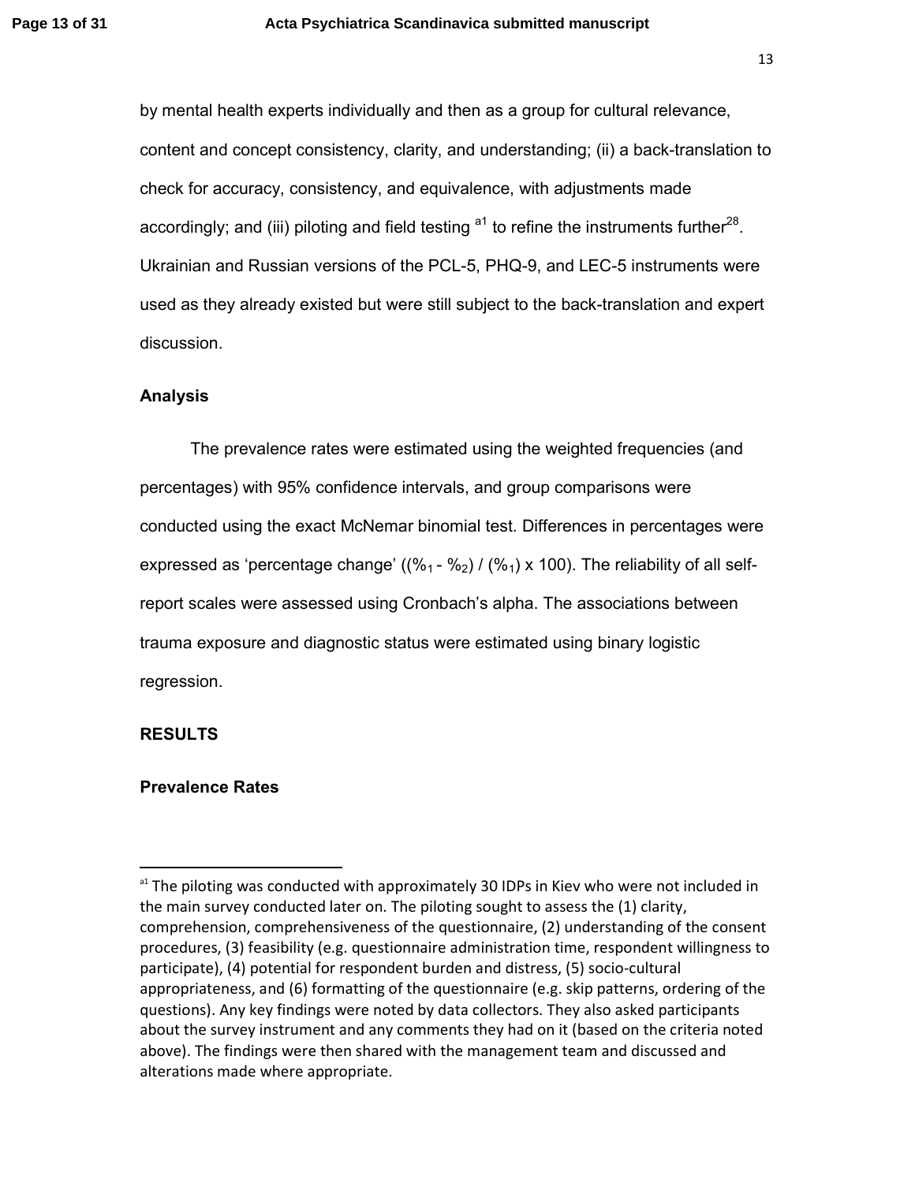by mental health experts individually and then as a group for cultural relevance, content and concept consistency, clarity, and understanding; (ii) a back-translation to check for accuracy, consistency, and equivalence, with adjustments made accordingly; and (iii) piloting and field testing [a1] to refine the instruments further[28]. Ukrainian and Russian versions of the PCL-5, PHQ-9, and LEC-5 instruments were used as they already existed but were still subject to the back-translation and expert discussion.

### Analysis

The prevalence rates were estimated using the weighted frequencies (and percentages) with 95% confidence intervals, and group comparisons were conducted using the exact McNemar binomial test. Differences in percentages were expressed as 'percentage change' $((\%_1 - \%_2) / (\%_1) \times 100)$. The reliability of all self-report scales were assessed using Cronbach's alpha. The associations between trauma exposure and diagnostic status were estimated using binary logistic regression.

## RESULTS

### Prevalence Rates

---

[a1] The piloting was conducted with approximately 30 IDPs in Kiev who were not included in the main survey conducted later on. The piloting sought to assess the (1) clarity, comprehension, comprehensiveness of the questionnaire, (2) understanding of the consent procedures, (3) feasibility (e.g. questionnaire administration time, respondent willingness to participate), (4) potential for respondent burden and distress, (5) socio-cultural appropriateness, and (6) formatting of the questionnaire (e.g. skip patterns, ordering of the questions). Any key findings were noted by data collectors. They also asked participants about the survey instrument and any comments they had on it (based on the criteria noted above). The findings were then shared with the management team and discussed and alterations made where appropriate.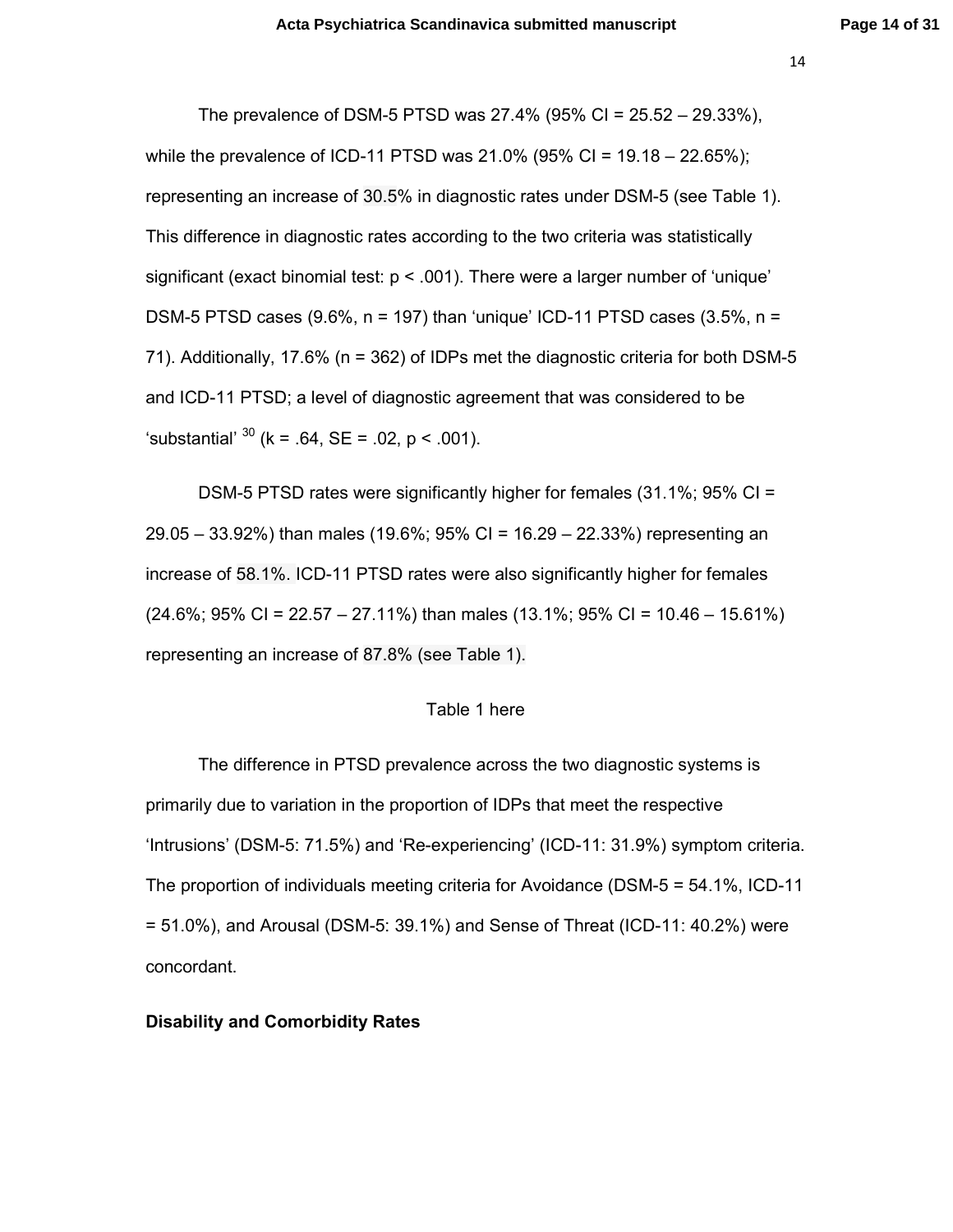The prevalence of DSM-5 PTSD was 27.4% (95% CI = 25.52 – 29.33%), while the prevalence of ICD-11 PTSD was 21.0% (95% CI = 19.18 – 22.65%); representing an increase of 30.5% in diagnostic rates under DSM-5 (see Table 1). This difference in diagnostic rates according to the two criteria was statistically significant (exact binomial test: $p < .001$). There were a larger number of 'unique' DSM-5 PTSD cases (9.6%, n = 197) than 'unique' ICD-11 PTSD cases (3.5%, n = 71). Additionally, 17.6% (n = 362) of IDPs met the diagnostic criteria for both DSM-5 and ICD-11 PTSD; a level of diagnostic agreement that was considered to be 'substantial' [30] ($k = .64$, $SE = .02$, $p < .001$).

DSM-5 PTSD rates were significantly higher for females (31.1%; 95% CI = 29.05 – 33.92%) than males (19.6%; 95% CI = 16.29 – 22.33%) representing an increase of 58.1%. ICD-11 PTSD rates were also significantly higher for females (24.6%; 95% CI = 22.57 – 27.11%) than males (13.1%; 95% CI = 10.46 – 15.61%) representing an increase of 87.8% (see Table 1).

Table 1 here

The difference in PTSD prevalence across the two diagnostic systems is primarily due to variation in the proportion of IDPs that meet the respective 'Intrusions' (DSM-5: 71.5%) and 'Re-experiencing' (ICD-11: 31.9%) symptom criteria. The proportion of individuals meeting criteria for Avoidance (DSM-5 = 54.1%, ICD-11 = 51.0%), and Arousal (DSM-5: 39.1%) and Sense of Threat (ICD-11: 40.2%) were concordant.

**Disability and Comorbidity Rates**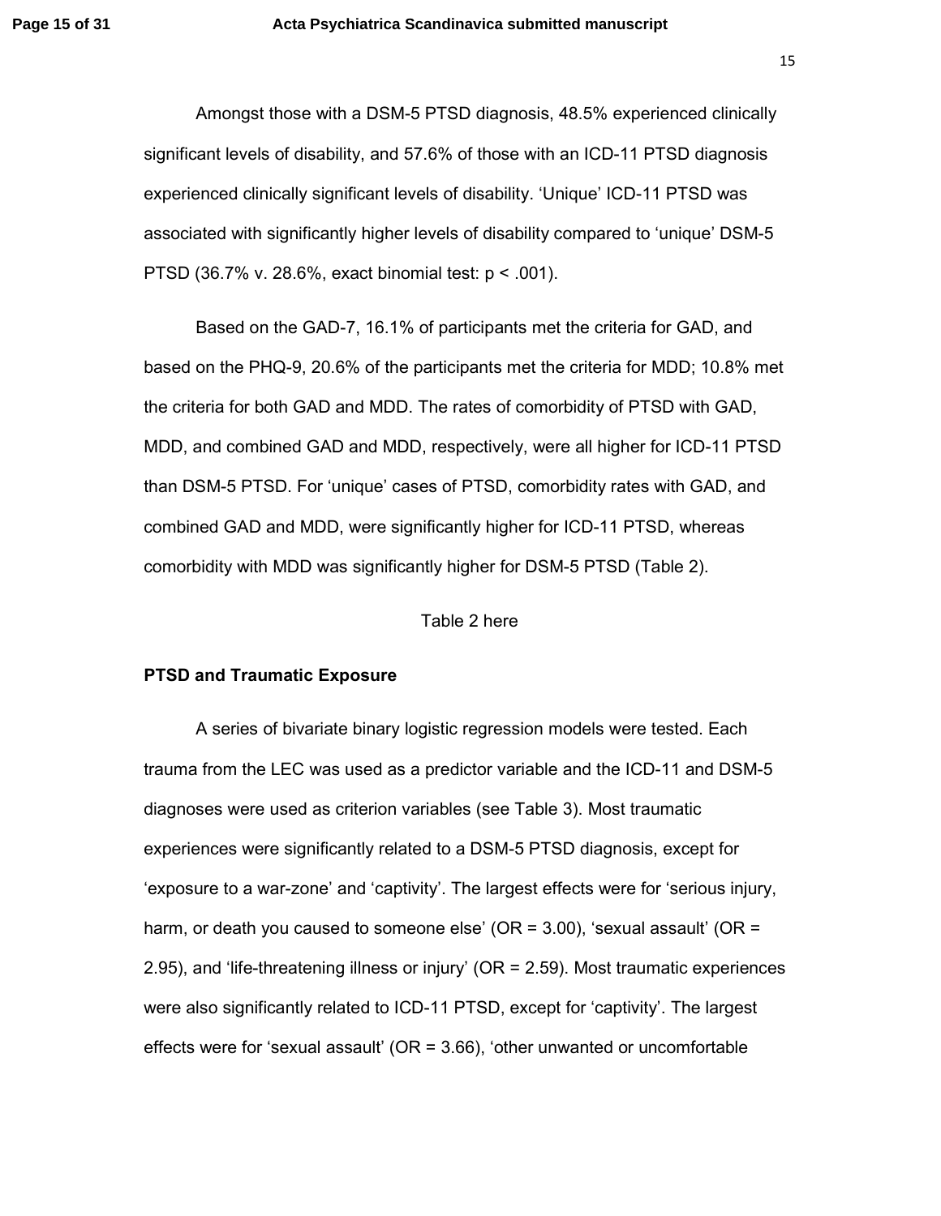Amongst those with a DSM-5 PTSD diagnosis, 48.5% experienced clinically significant levels of disability, and 57.6% of those with an ICD-11 PTSD diagnosis experienced clinically significant levels of disability. 'Unique' ICD-11 PTSD was associated with significantly higher levels of disability compared to 'unique' DSM-5 PTSD (36.7% v. 28.6%, exact binomial test: $p < .001$).

Based on the GAD-7, 16.1% of participants met the criteria for GAD, and based on the PHQ-9, 20.6% of the participants met the criteria for MDD; 10.8% met the criteria for both GAD and MDD. The rates of comorbidity of PTSD with GAD, MDD, and combined GAD and MDD, respectively, were all higher for ICD-11 PTSD than DSM-5 PTSD. For 'unique' cases of PTSD, comorbidity rates with GAD, and combined GAD and MDD, were significantly higher for ICD-11 PTSD, whereas comorbidity with MDD was significantly higher for DSM-5 PTSD (Table 2).

Table 2 here

**PTSD and Traumatic Exposure**

A series of bivariate binary logistic regression models were tested. Each trauma from the LEC was used as a predictor variable and the ICD-11 and DSM-5 diagnoses were used as criterion variables (see Table 3). Most traumatic experiences were significantly related to a DSM-5 PTSD diagnosis, except for 'exposure to a war-zone' and 'captivity'. The largest effects were for 'serious injury, harm, or death you caused to someone else' (OR = 3.00), 'sexual assault' (OR = 2.95), and 'life-threatening illness or injury' (OR = 2.59). Most traumatic experiences were also significantly related to ICD-11 PTSD, except for 'captivity'. The largest effects were for 'sexual assault' (OR = 3.66), 'other unwanted or uncomfortable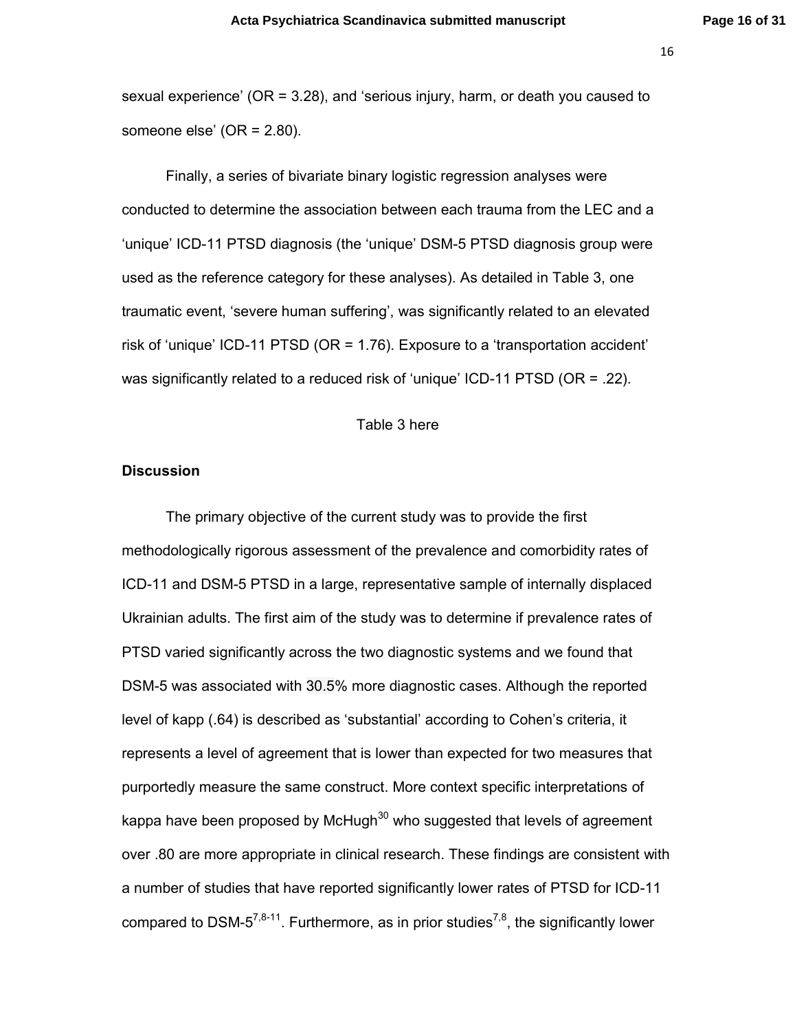sexual experience' (OR = 3.28), and 'serious injury, harm, or death you caused to someone else' (OR = 2.80).

Finally, a series of bivariate binary logistic regression analyses were conducted to determine the association between each trauma from the LEC and a 'unique' ICD-11 PTSD diagnosis (the 'unique' DSM-5 PTSD diagnosis group were used as the reference category for these analyses). As detailed in Table 3, one traumatic event, 'severe human suffering', was significantly related to an elevated risk of 'unique' ICD-11 PTSD (OR = 1.76). Exposure to a 'transportation accident' was significantly related to a reduced risk of 'unique' ICD-11 PTSD (OR = .22).

Table 3 here

## Discussion

The primary objective of the current study was to provide the first methodologically rigorous assessment of the prevalence and comorbidity rates of ICD-11 and DSM-5 PTSD in a large, representative sample of internally displaced Ukrainian adults. The first aim of the study was to determine if prevalence rates of PTSD varied significantly across the two diagnostic systems and we found that DSM-5 was associated with 30.5% more diagnostic cases. Although the reported level of kapp (.64) is described as 'substantial' according to Cohen's criteria, it represents a level of agreement that is lower than expected for two measures that purportedly measure the same construct. More context specific interpretations of kappa have been proposed by McHugh[30] who suggested that levels of agreement over .80 are more appropriate in clinical research. These findings are consistent with a number of studies that have reported significantly lower rates of PTSD for ICD-11 compared to DSM-5[7,8-11]. Furthermore, as in prior studies[7,8], the significantly lower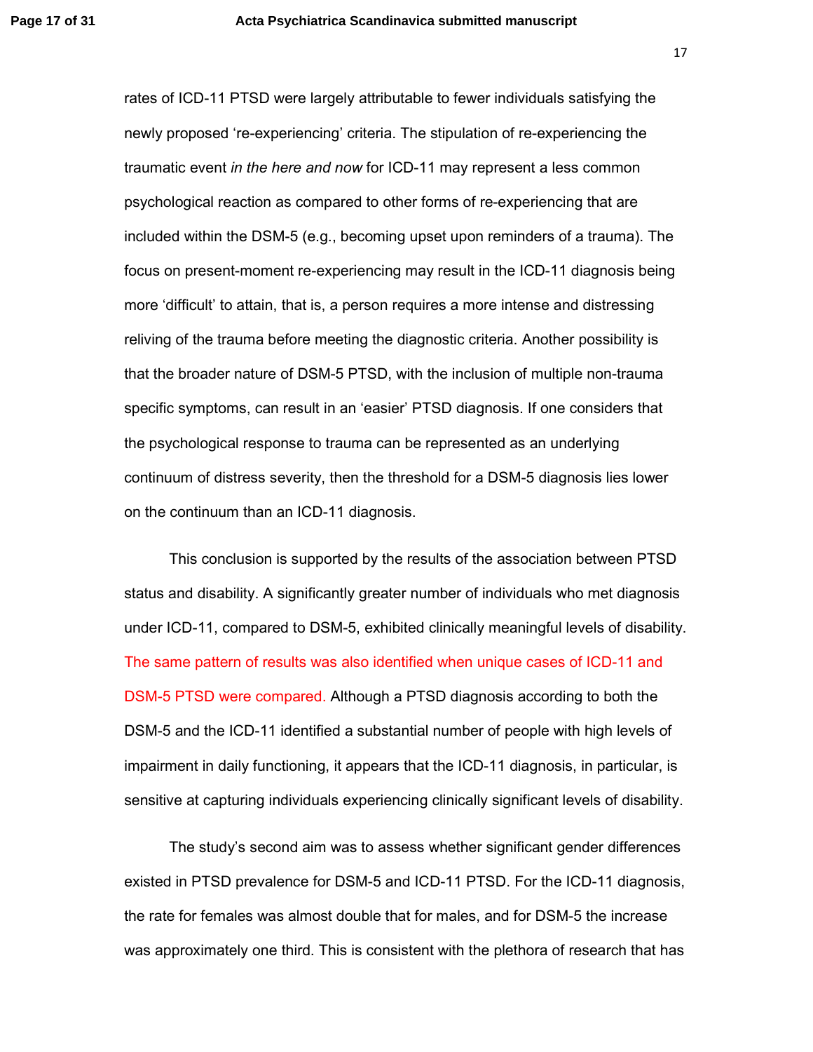rates of ICD-11 PTSD were largely attributable to fewer individuals satisfying the newly proposed 're-experiencing' criteria. The stipulation of re-experiencing the traumatic event *in the here and now* for ICD-11 may represent a less common psychological reaction as compared to other forms of re-experiencing that are included within the DSM-5 (e.g., becoming upset upon reminders of a trauma). The focus on present-moment re-experiencing may result in the ICD-11 diagnosis being more 'difficult' to attain, that is, a person requires a more intense and distressing reliving of the trauma before meeting the diagnostic criteria. Another possibility is that the broader nature of DSM-5 PTSD, with the inclusion of multiple non-trauma specific symptoms, can result in an 'easier' PTSD diagnosis. If one considers that the psychological response to trauma can be represented as an underlying continuum of distress severity, then the threshold for a DSM-5 diagnosis lies lower on the continuum than an ICD-11 diagnosis.

This conclusion is supported by the results of the association between PTSD status and disability. A significantly greater number of individuals who met diagnosis under ICD-11, compared to DSM-5, exhibited clinically meaningful levels of disability. The same pattern of results was also identified when unique cases of ICD-11 and DSM-5 PTSD were compared. Although a PTSD diagnosis according to both the DSM-5 and the ICD-11 identified a substantial number of people with high levels of impairment in daily functioning, it appears that the ICD-11 diagnosis, in particular, is sensitive at capturing individuals experiencing clinically significant levels of disability.

The study's second aim was to assess whether significant gender differences existed in PTSD prevalence for DSM-5 and ICD-11 PTSD. For the ICD-11 diagnosis, the rate for females was almost double that for males, and for DSM-5 the increase was approximately one third. This is consistent with the plethora of research that has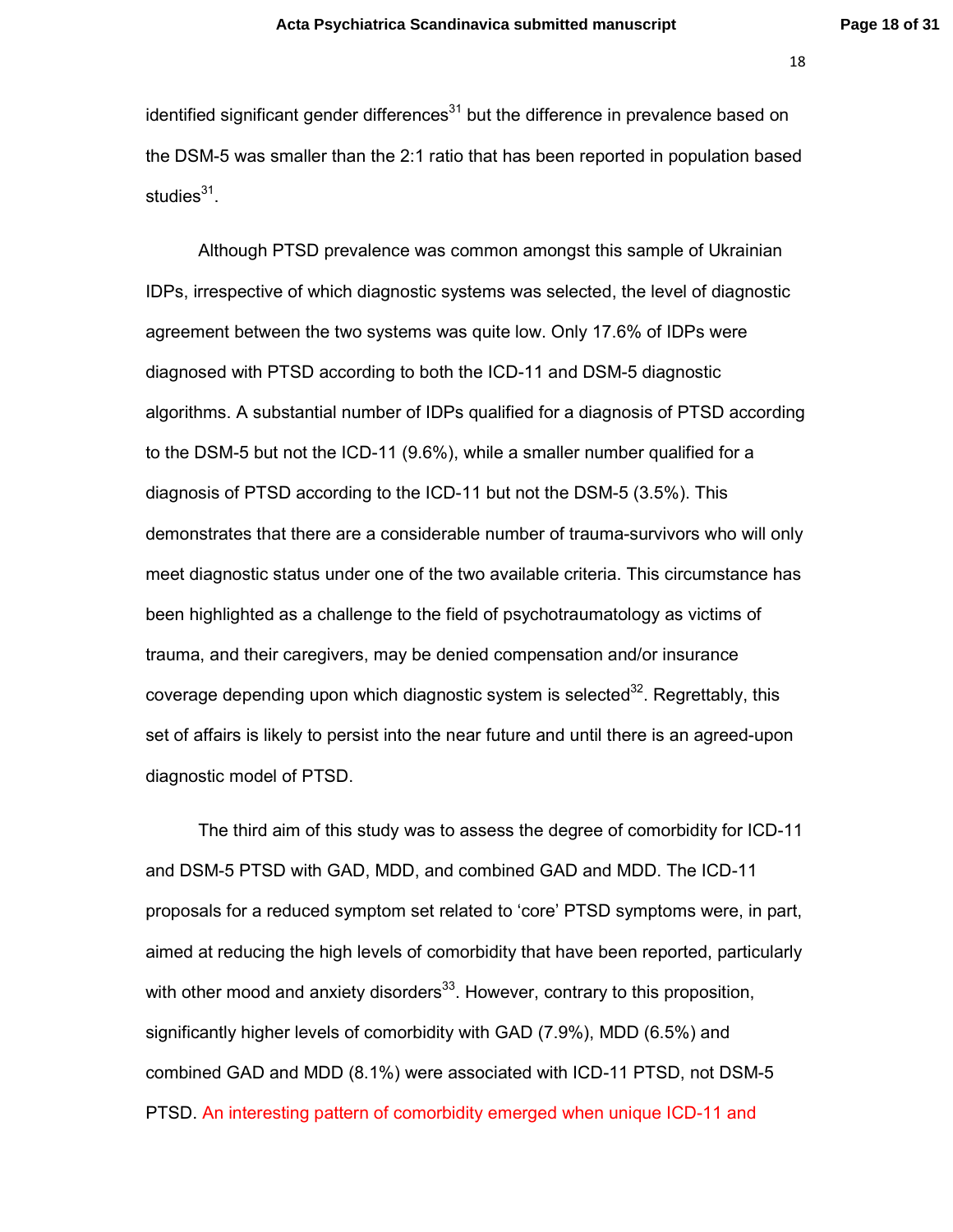identified significant gender differences[31] but the difference in prevalence based on the DSM-5 was smaller than the 2:1 ratio that has been reported in population based studies[31].

Although PTSD prevalence was common amongst this sample of Ukrainian IDPs, irrespective of which diagnostic systems was selected, the level of diagnostic agreement between the two systems was quite low. Only 17.6% of IDPs were diagnosed with PTSD according to both the ICD-11 and DSM-5 diagnostic algorithms. A substantial number of IDPs qualified for a diagnosis of PTSD according to the DSM-5 but not the ICD-11 (9.6%), while a smaller number qualified for a diagnosis of PTSD according to the ICD-11 but not the DSM-5 (3.5%). This demonstrates that there are a considerable number of trauma-survivors who will only meet diagnostic status under one of the two available criteria. This circumstance has been highlighted as a challenge to the field of psychotraumatology as victims of trauma, and their caregivers, may be denied compensation and/or insurance coverage depending upon which diagnostic system is selected[32]. Regrettably, this set of affairs is likely to persist into the near future and until there is an agreed-upon diagnostic model of PTSD.

The third aim of this study was to assess the degree of comorbidity for ICD-11 and DSM-5 PTSD with GAD, MDD, and combined GAD and MDD. The ICD-11 proposals for a reduced symptom set related to 'core' PTSD symptoms were, in part, aimed at reducing the high levels of comorbidity that have been reported, particularly with other mood and anxiety disorders[33]. However, contrary to this proposition, significantly higher levels of comorbidity with GAD (7.9%), MDD (6.5%) and combined GAD and MDD (8.1%) were associated with ICD-11 PTSD, not DSM-5 PTSD. An interesting pattern of comorbidity emerged when unique ICD-11 and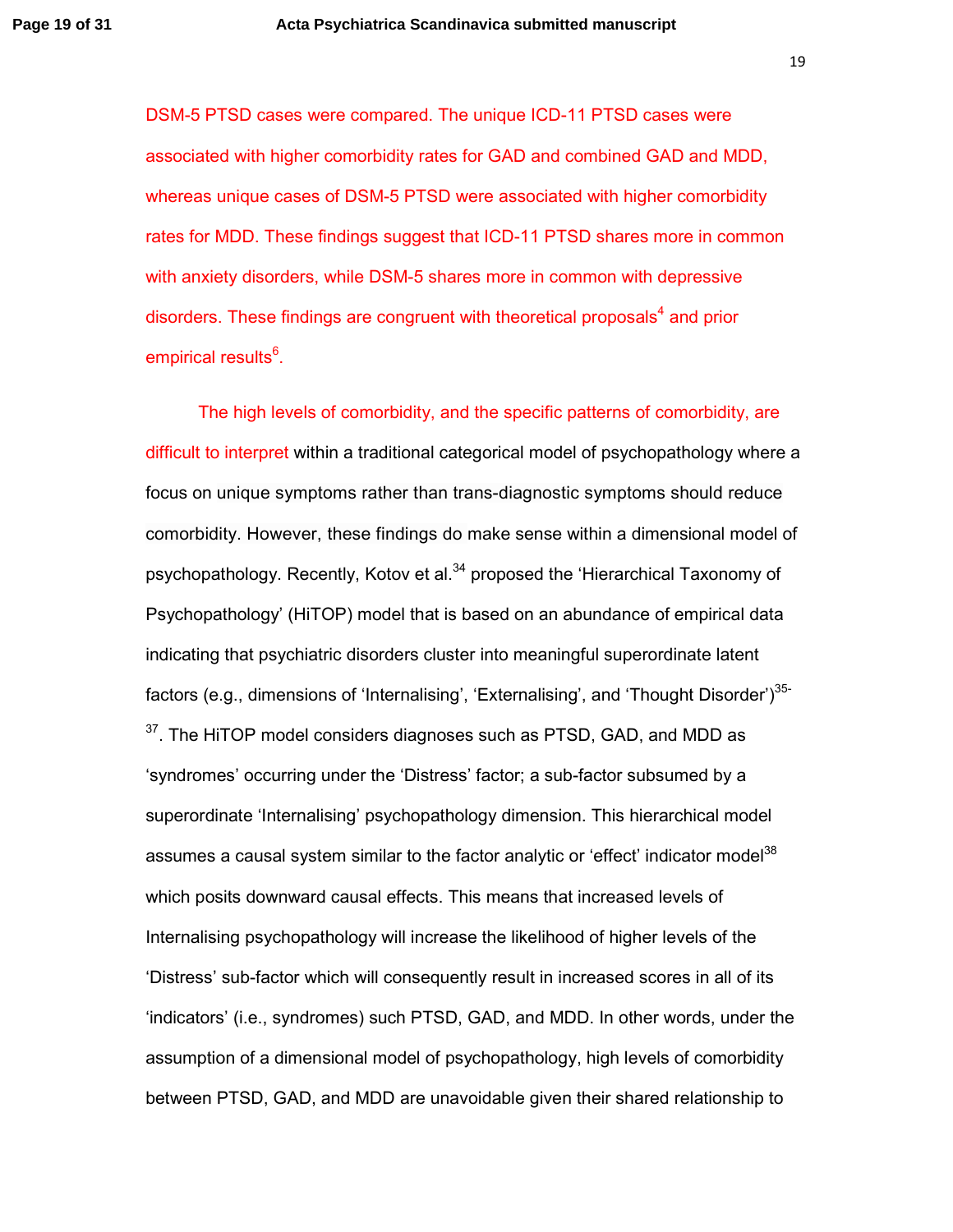DSM-5 PTSD cases were compared. The unique ICD-11 PTSD cases were associated with higher comorbidity rates for GAD and combined GAD and MDD, whereas unique cases of DSM-5 PTSD were associated with higher comorbidity rates for MDD. These findings suggest that ICD-11 PTSD shares more in common with anxiety disorders, while DSM-5 shares more in common with depressive disorders. These findings are congruent with theoretical proposals[4] and prior empirical results[6].

The high levels of comorbidity, and the specific patterns of comorbidity, are difficult to interpret within a traditional categorical model of psychopathology where a focus on unique symptoms rather than trans-diagnostic symptoms should reduce comorbidity. However, these findings do make sense within a dimensional model of psychopathology. Recently, Kotov et al.[34] proposed the 'Hierarchical Taxonomy of Psychopathology' (HiTOP) model that is based on an abundance of empirical data indicating that psychiatric disorders cluster into meaningful superordinate latent factors (e.g., dimensions of 'Internalising', 'Externalising', and 'Thought Disorder')[35-37]. The HiTOP model considers diagnoses such as PTSD, GAD, and MDD as 'syndromes' occurring under the 'Distress' factor; a sub-factor subsumed by a superordinate 'Internalising' psychopathology dimension. This hierarchical model assumes a causal system similar to the factor analytic or 'effect' indicator model[38] which posits downward causal effects. This means that increased levels of Internalising psychopathology will increase the likelihood of higher levels of the 'Distress' sub-factor which will consequently result in increased scores in all of its 'indicators' (i.e., syndromes) such PTSD, GAD, and MDD. In other words, under the assumption of a dimensional model of psychopathology, high levels of comorbidity between PTSD, GAD, and MDD are unavoidable given their shared relationship to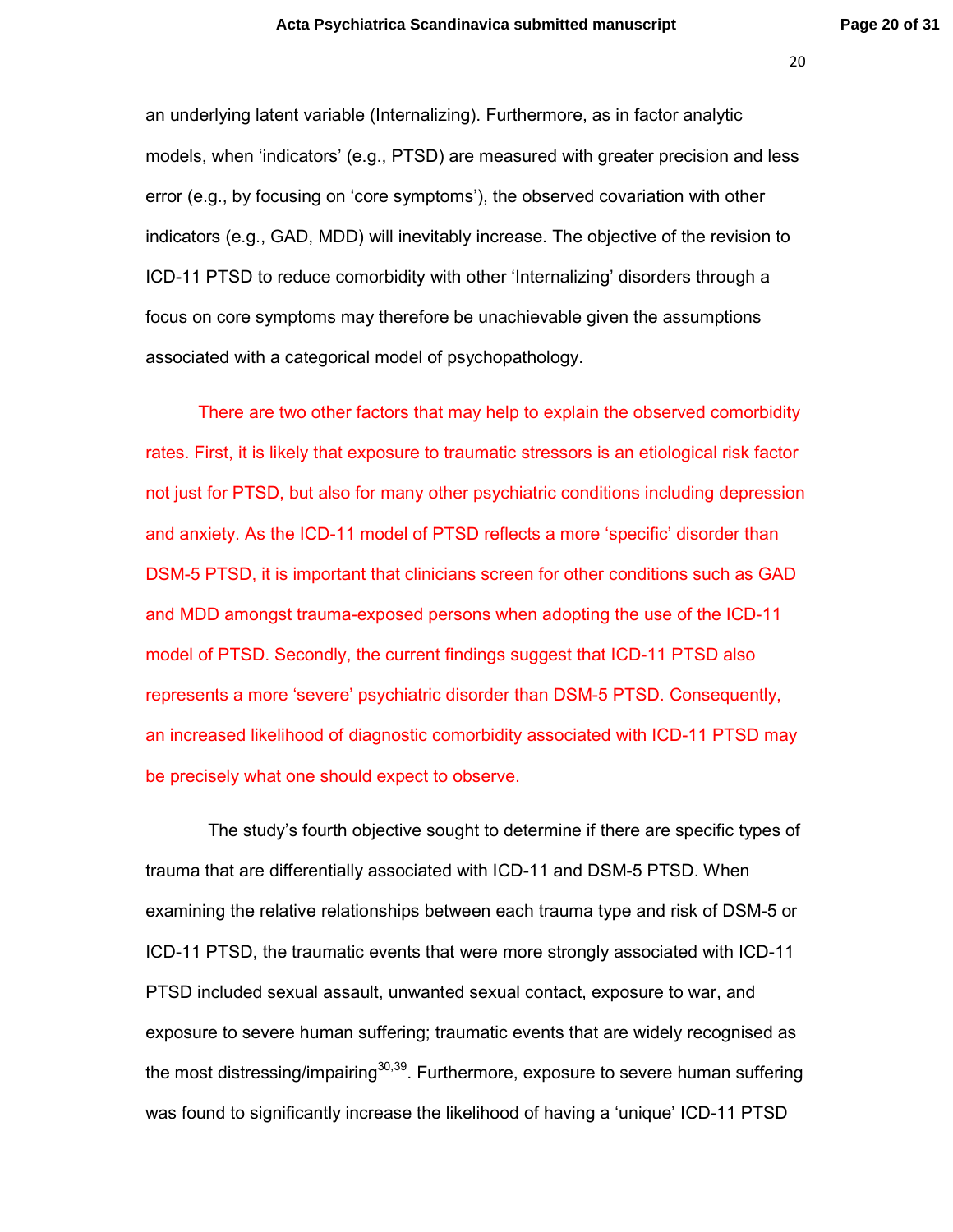an underlying latent variable (Internalizing). Furthermore, as in factor analytic models, when 'indicators' (e.g., PTSD) are measured with greater precision and less error (e.g., by focusing on 'core symptoms'), the observed covariation with other indicators (e.g., GAD, MDD) will inevitably increase. The objective of the revision to ICD-11 PTSD to reduce comorbidity with other 'Internalizing' disorders through a focus on core symptoms may therefore be unachievable given the assumptions associated with a categorical model of psychopathology.

There are two other factors that may help to explain the observed comorbidity rates. First, it is likely that exposure to traumatic stressors is an etiological risk factor not just for PTSD, but also for many other psychiatric conditions including depression and anxiety. As the ICD-11 model of PTSD reflects a more 'specific' disorder than DSM-5 PTSD, it is important that clinicians screen for other conditions such as GAD and MDD amongst trauma-exposed persons when adopting the use of the ICD-11 model of PTSD. Secondly, the current findings suggest that ICD-11 PTSD also represents a more 'severe' psychiatric disorder than DSM-5 PTSD. Consequently, an increased likelihood of diagnostic comorbidity associated with ICD-11 PTSD may be precisely what one should expect to observe.

The study's fourth objective sought to determine if there are specific types of trauma that are differentially associated with ICD-11 and DSM-5 PTSD. When examining the relative relationships between each trauma type and risk of DSM-5 or ICD-11 PTSD, the traumatic events that were more strongly associated with ICD-11 PTSD included sexual assault, unwanted sexual contact, exposure to war, and exposure to severe human suffering; traumatic events that are widely recognised as the most distressing/impairing[30,39]. Furthermore, exposure to severe human suffering was found to significantly increase the likelihood of having a 'unique' ICD-11 PTSD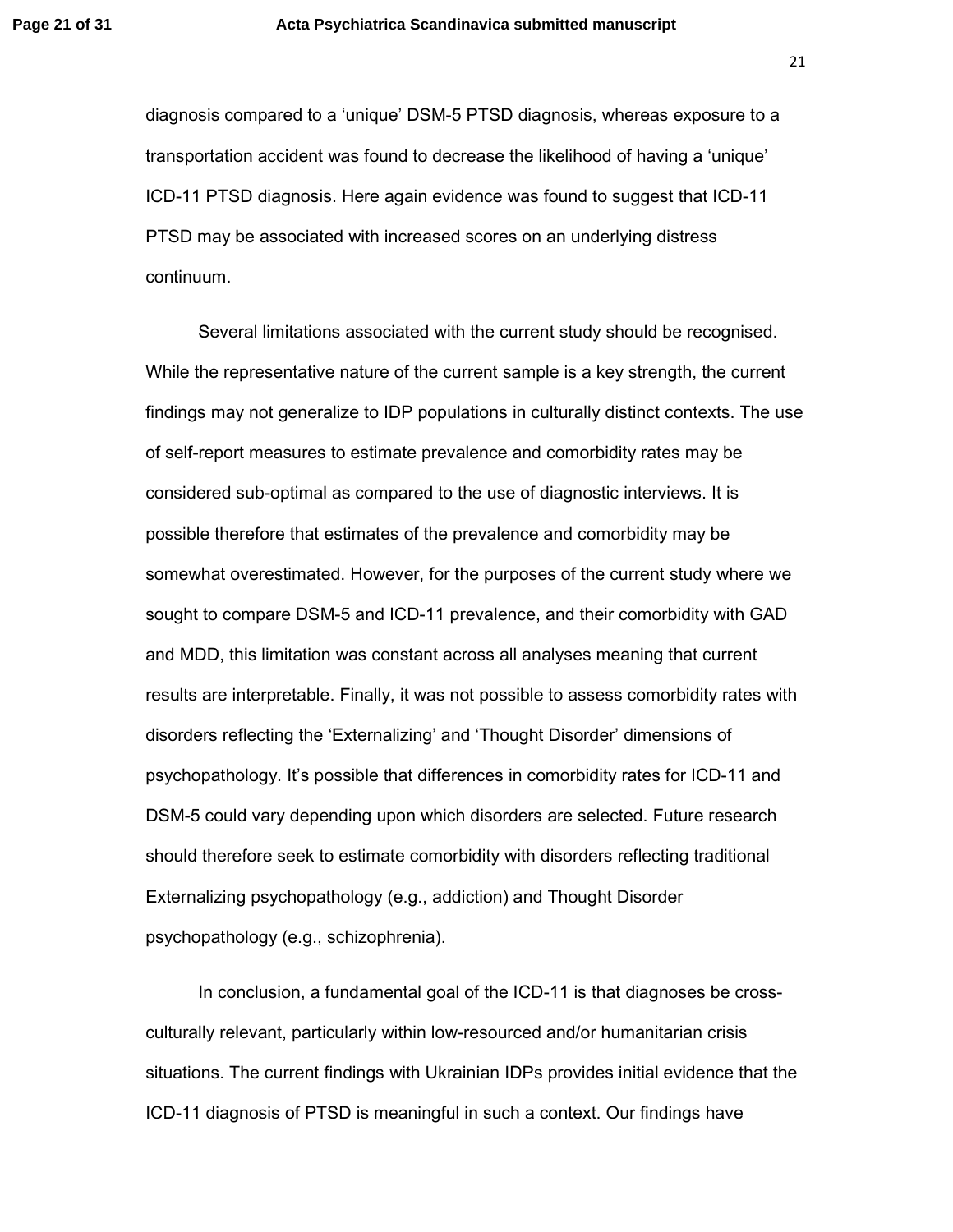diagnosis compared to a 'unique' DSM-5 PTSD diagnosis, whereas exposure to a transportation accident was found to decrease the likelihood of having a 'unique' ICD-11 PTSD diagnosis. Here again evidence was found to suggest that ICD-11 PTSD may be associated with increased scores on an underlying distress continuum.

Several limitations associated with the current study should be recognised. While the representative nature of the current sample is a key strength, the current findings may not generalize to IDP populations in culturally distinct contexts. The use of self-report measures to estimate prevalence and comorbidity rates may be considered sub-optimal as compared to the use of diagnostic interviews. It is possible therefore that estimates of the prevalence and comorbidity may be somewhat overestimated. However, for the purposes of the current study where we sought to compare DSM-5 and ICD-11 prevalence, and their comorbidity with GAD and MDD, this limitation was constant across all analyses meaning that current results are interpretable. Finally, it was not possible to assess comorbidity rates with disorders reflecting the 'Externalizing' and 'Thought Disorder' dimensions of psychopathology. It's possible that differences in comorbidity rates for ICD-11 and DSM-5 could vary depending upon which disorders are selected. Future research should therefore seek to estimate comorbidity with disorders reflecting traditional Externalizing psychopathology (e.g., addiction) and Thought Disorder psychopathology (e.g., schizophrenia).

In conclusion, a fundamental goal of the ICD-11 is that diagnoses be cross-culturally relevant, particularly within low-resourced and/or humanitarian crisis situations. The current findings with Ukrainian IDPs provides initial evidence that the ICD-11 diagnosis of PTSD is meaningful in such a context. Our findings have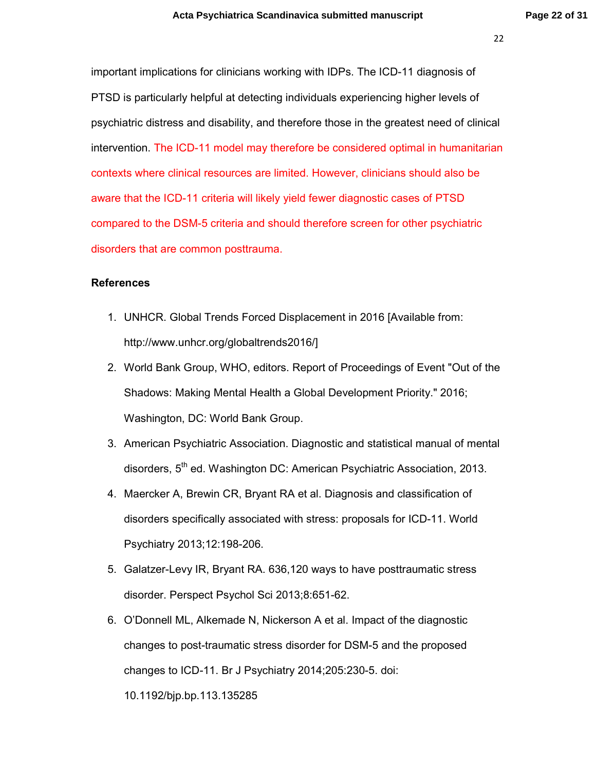important implications for clinicians working with IDPs. The ICD-11 diagnosis of PTSD is particularly helpful at detecting individuals experiencing higher levels of psychiatric distress and disability, and therefore those in the greatest need of clinical intervention. The ICD-11 model may therefore be considered optimal in humanitarian contexts where clinical resources are limited. However, clinicians should also be aware that the ICD-11 criteria will likely yield fewer diagnostic cases of PTSD compared to the DSM-5 criteria and should therefore screen for other psychiatric disorders that are common posttrauma.

### References

1. UNHCR. Global Trends Forced Displacement in 2016 [Available from: http://www.unhcr.org/globaltrends2016/]
2. World Bank Group, WHO, editors. Report of Proceedings of Event "Out of the Shadows: Making Mental Health a Global Development Priority." 2016; Washington, DC: World Bank Group.
3. American Psychiatric Association. Diagnostic and statistical manual of mental disorders, 5th ed. Washington DC: American Psychiatric Association, 2013.
4. Maercker A, Brewin CR, Bryant RA et al. Diagnosis and classification of disorders specifically associated with stress: proposals for ICD-11. World Psychiatry 2013;12:198-206.
5. Galatzer-Levy IR, Bryant RA. 636,120 ways to have posttraumatic stress disorder. Perspect Psychol Sci 2013;8:651-62.
6. O'Donnell ML, Alkemade N, Nickerson A et al. Impact of the diagnostic changes to post-traumatic stress disorder for DSM-5 and the proposed changes to ICD-11. Br J Psychiatry 2014;205:230-5. doi: 10.1192/bjp.bp.113.135285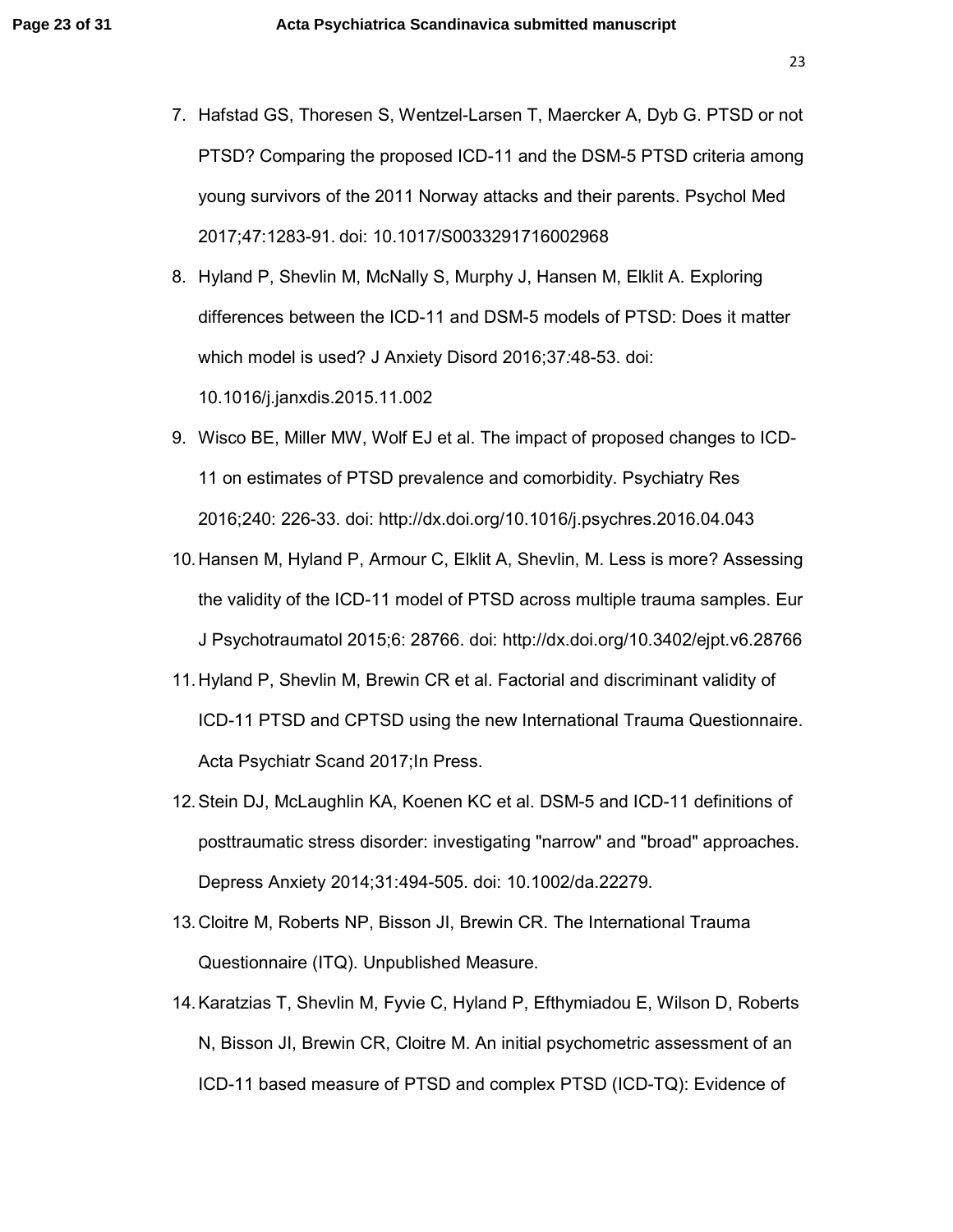7. Hafstad GS, Thoresen S, Wentzel-Larsen T, Maercker A, Dyb G. PTSD or not PTSD? Comparing the proposed ICD-11 and the DSM-5 PTSD criteria among young survivors of the 2011 Norway attacks and their parents. Psychol Med 2017;47:1283-91. doi: 10.1017/S0033291716002968
8. Hyland P, Shevlin M, McNally S, Murphy J, Hansen M, Elklit A. Exploring differences between the ICD-11 and DSM-5 models of PTSD: Does it matter which model is used? J Anxiety Disord 2016;37:48-53. doi: 10.1016/j.janxdis.2015.11.002
9. Wisco BE, Miller MW, Wolf EJ et al. The impact of proposed changes to ICD-11 on estimates of PTSD prevalence and comorbidity. Psychiatry Res 2016;240: 226-33. doi: http://dx.doi.org/10.1016/j.psychres.2016.04.043
10. Hansen M, Hyland P, Armour C, Elklit A, Shevlin, M. Less is more? Assessing the validity of the ICD-11 model of PTSD across multiple trauma samples. Eur J Psychotraumatol 2015;6: 28766. doi: http://dx.doi.org/10.3402/ejpt.v6.28766
11. Hyland P, Shevlin M, Brewin CR et al. Factorial and discriminant validity of ICD-11 PTSD and CPTSD using the new International Trauma Questionnaire. Acta Psychiatr Scand 2017;In Press.
12. Stein DJ, McLaughlin KA, Koenen KC et al. DSM-5 and ICD-11 definitions of posttraumatic stress disorder: investigating "narrow" and "broad" approaches. Depress Anxiety 2014;31:494-505. doi: 10.1002/da.22279.
13. Cloitre M, Roberts NP, Bisson JI, Brewin CR. The International Trauma Questionnaire (ITQ). Unpublished Measure.
14. Karatzias T, Shevlin M, Fyvie C, Hyland P, Efthymiadou E, Wilson D, Roberts N, Bisson JI, Brewin CR, Cloitre M. An initial psychometric assessment of an ICD-11 based measure of PTSD and complex PTSD (ICD-TQ): Evidence of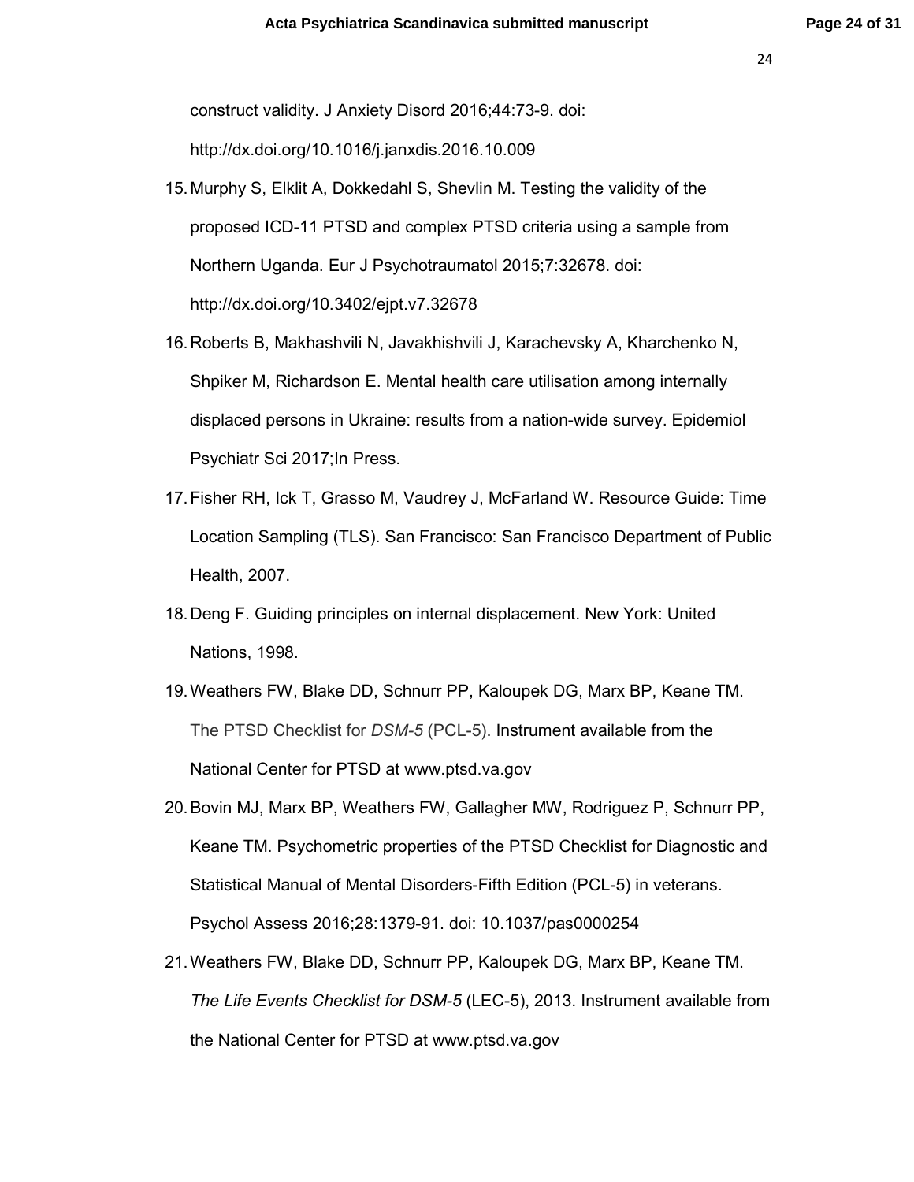construct validity. J Anxiety Disord 2016;44:73-9. doi: http://dx.doi.org/10.1016/j.janxdis.2016.10.009

15. Murphy S, Elklit A, Dokkedahl S, Shevlin M. Testing the validity of the proposed ICD-11 PTSD and complex PTSD criteria using a sample from Northern Uganda. Eur J Psychotraumatol 2015;7:32678. doi: http://dx.doi.org/10.3402/ejpt.v7.32678

16. Roberts B, Makhashvili N, Javakhishvili J, Karachevsky A, Kharchenko N, Shpiker M, Richardson E. Mental health care utilisation among internally displaced persons in Ukraine: results from a nation-wide survey. Epidemiol Psychiatr Sci 2017;In Press.

17. Fisher RH, Ick T, Grasso M, Vaudrey J, McFarland W. Resource Guide: Time Location Sampling (TLS). San Francisco: San Francisco Department of Public Health, 2007.

18. Deng F. Guiding principles on internal displacement. New York: United Nations, 1998.

19. Weathers FW, Blake DD, Schnurr PP, Kaloupek DG, Marx BP, Keane TM. The PTSD Checklist for *DSM-5* (PCL-5). Instrument available from the National Center for PTSD at www.ptsd.va.gov

20. Bovin MJ, Marx BP, Weathers FW, Gallagher MW, Rodriguez P, Schnurr PP, Keane TM. Psychometric properties of the PTSD Checklist for Diagnostic and Statistical Manual of Mental Disorders-Fifth Edition (PCL-5) in veterans. Psychol Assess 2016;28:1379-91. doi: 10.1037/pas0000254

21. Weathers FW, Blake DD, Schnurr PP, Kaloupek DG, Marx BP, Keane TM. *The Life Events Checklist for DSM-5* (LEC-5), 2013. Instrument available from the National Center for PTSD at www.ptsd.va.gov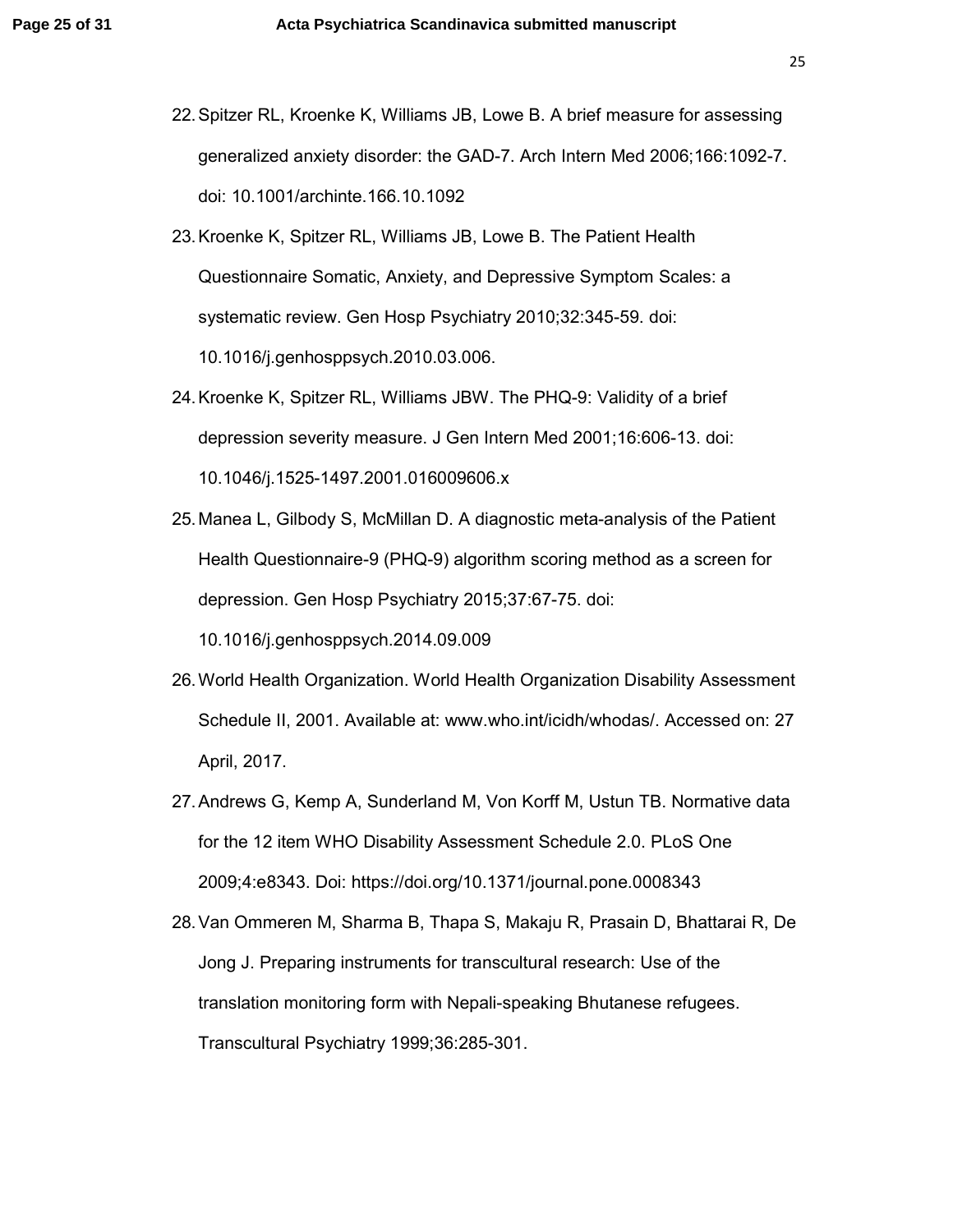22. Spitzer RL, Kroenke K, Williams JB, Lowe B. A brief measure for assessing generalized anxiety disorder: the GAD-7. Arch Intern Med 2006;166:1092-7. doi: 10.1001/archinte.166.10.1092
23. Kroenke K, Spitzer RL, Williams JB, Lowe B. The Patient Health Questionnaire Somatic, Anxiety, and Depressive Symptom Scales: a systematic review. Gen Hosp Psychiatry 2010;32:345-59. doi: 10.1016/j.genhosppsych.2010.03.006.
24. Kroenke K, Spitzer RL, Williams JBW. The PHQ-9: Validity of a brief depression severity measure. J Gen Intern Med 2001;16:606-13. doi: 10.1046/j.1525-1497.2001.016009606.x
25. Manea L, Gilbody S, McMillan D. A diagnostic meta-analysis of the Patient Health Questionnaire-9 (PHQ-9) algorithm scoring method as a screen for depression. Gen Hosp Psychiatry 2015;37:67-75. doi: 10.1016/j.genhosppsych.2014.09.009
26. World Health Organization. World Health Organization Disability Assessment Schedule II, 2001. Available at: www.who.int/icidh/whodas/. Accessed on: 27 April, 2017.
27. Andrews G, Kemp A, Sunderland M, Von Korff M, Ustun TB. Normative data for the 12 item WHO Disability Assessment Schedule 2.0. PLoS One 2009;4:e8343. Doi: https://doi.org/10.1371/journal.pone.0008343
28. Van Ommeren M, Sharma B, Thapa S, Makaju R, Prasain D, Bhattarai R, De Jong J. Preparing instruments for transcultural research: Use of the translation monitoring form with Nepali-speaking Bhutanese refugees. Transcultural Psychiatry 1999;36:285-301.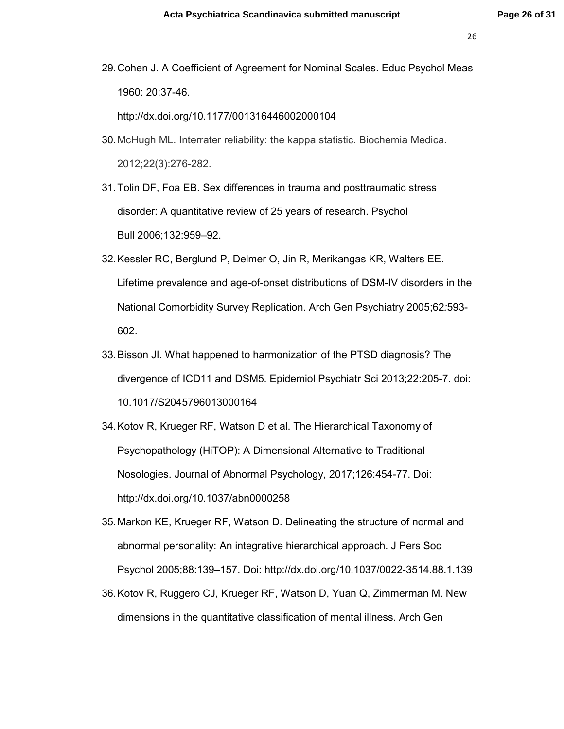29. Cohen J. A Coefficient of Agreement for Nominal Scales. Educ Psychol Meas 1960: 20:37-46. http://dx.doi.org/10.1177/001316446002000104

30. McHugh ML. Interrater reliability: the kappa statistic. Biochemia Medica. 2012;22(3):276-282.

31. Tolin DF, Foa EB. Sex differences in trauma and posttraumatic stress disorder: A quantitative review of 25 years of research. Psychol Bull 2006;132:959–92.

32. Kessler RC, Berglund P, Delmer O, Jin R, Merikangas KR, Walters EE. Lifetime prevalence and age-of-onset distributions of DSM-IV disorders in the National Comorbidity Survey Replication. Arch Gen Psychiatry 2005;62:593-602.

33. Bisson JI. What happened to harmonization of the PTSD diagnosis? The divergence of ICD11 and DSM5. Epidemiol Psychiatr Sci 2013;22:205-7. doi: 10.1017/S2045796013000164

34. Kotov R, Krueger RF, Watson D et al. The Hierarchical Taxonomy of Psychopathology (HiTOP): A Dimensional Alternative to Traditional Nosologies. Journal of Abnormal Psychology, 2017;126:454-77. Doi: http://dx.doi.org/10.1037/abn0000258

35. Markon KE, Krueger RF, Watson D. Delineating the structure of normal and abnormal personality: An integrative hierarchical approach. J Pers Soc Psychol 2005;88:139–157. Doi: http://dx.doi.org/10.1037/0022-3514.88.1.139

36. Kotov R, Ruggero CJ, Krueger RF, Watson D, Yuan Q, Zimmerman M. New dimensions in the quantitative classification of mental illness. Arch Gen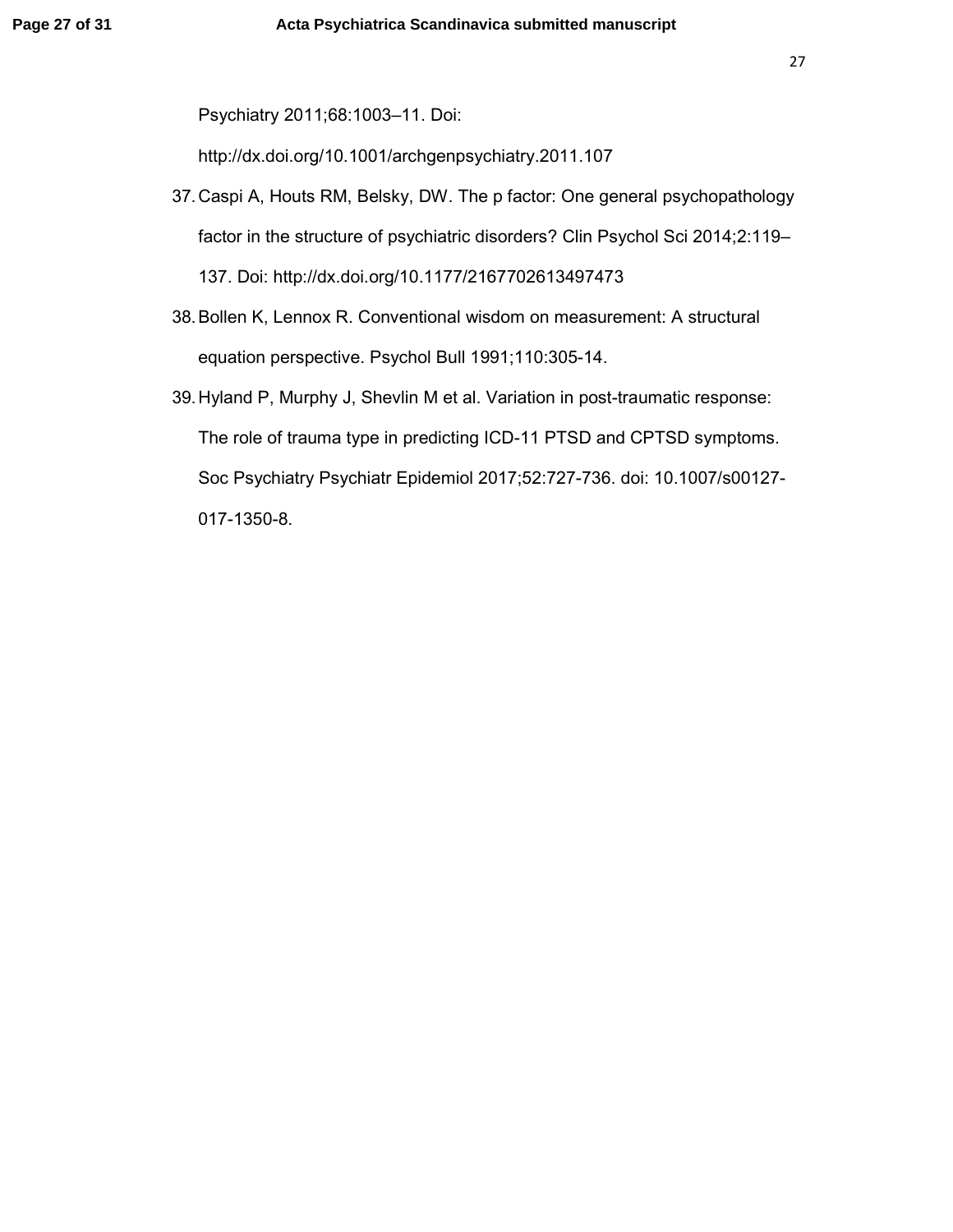Psychiatry 2011;68:1003–11. Doi: http://dx.doi.org/10.1001/archgenpsychiatry.2011.107

37. Caspi A, Houts RM, Belsky, DW. The p factor: One general psychopathology factor in the structure of psychiatric disorders? Clin Psychol Sci 2014;2:119–137. Doi: http://dx.doi.org/10.1177/2167702613497473
38. Bollen K, Lennox R. Conventional wisdom on measurement: A structural equation perspective. Psychol Bull 1991;110:305-14.
39. Hyland P, Murphy J, Shevlin M et al. Variation in post-traumatic response: The role of trauma type in predicting ICD-11 PTSD and CPTSD symptoms. Soc Psychiatry Psychiatr Epidemiol 2017;52:727-736. doi: 10.1007/s00127-017-1350-8.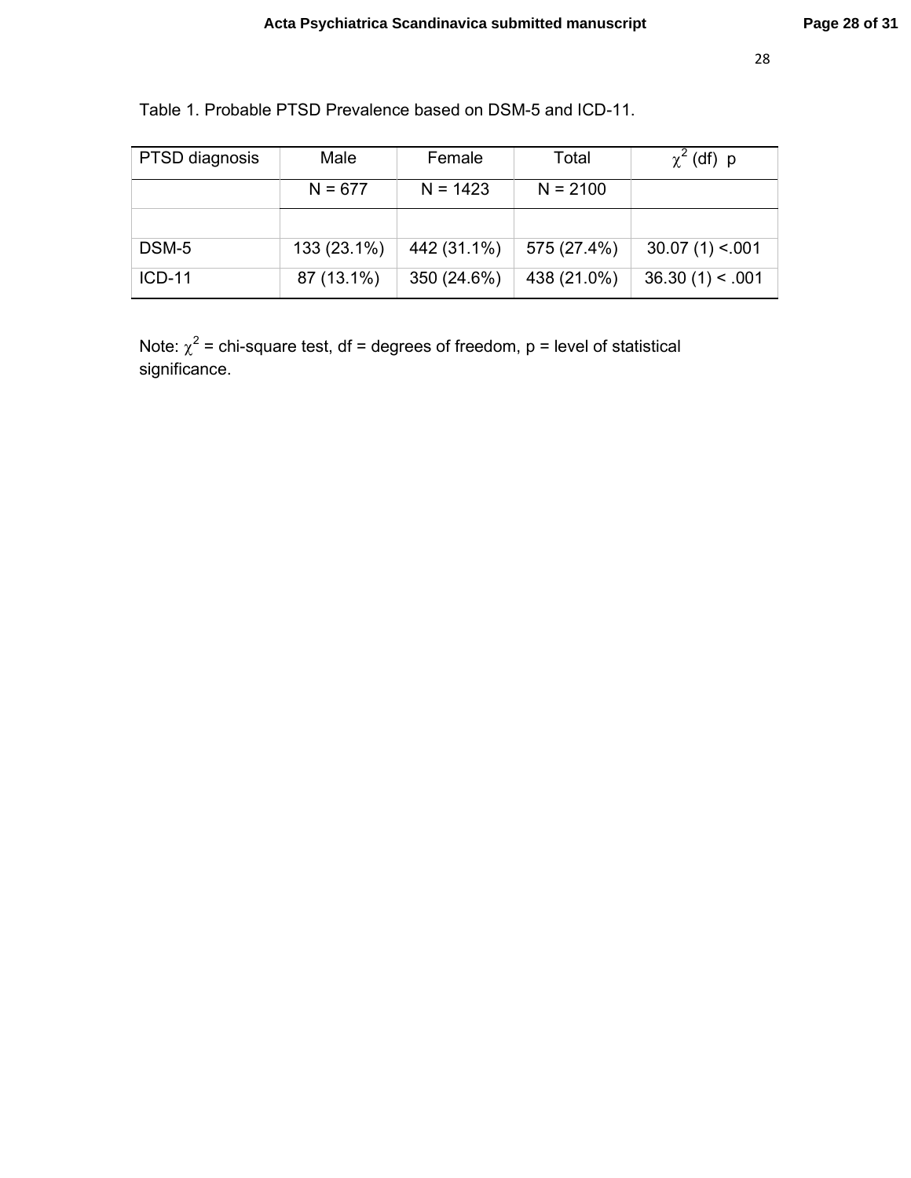Table 1. Probable PTSD Prevalence based on DSM-5 and ICD-11.

| PTSD diagnosis | Male | Female | Total | $\chi^2$ (df) p |
|---|---|---|---|---|
| | N = 677 | N = 1423 | N = 2100 | |
| | | | | |
| DSM-5 | 133 (23.1%) | 442 (31.1%) | 575 (27.4%) | 30.07 (1) <.001 |
| ICD-11 | 87 (13.1%) | 350 (24.6%) | 438 (21.0%) | 36.30 (1) < .001 |

Note: $\chi^2$ = chi-square test, df = degrees of freedom, p = level of statistical significance.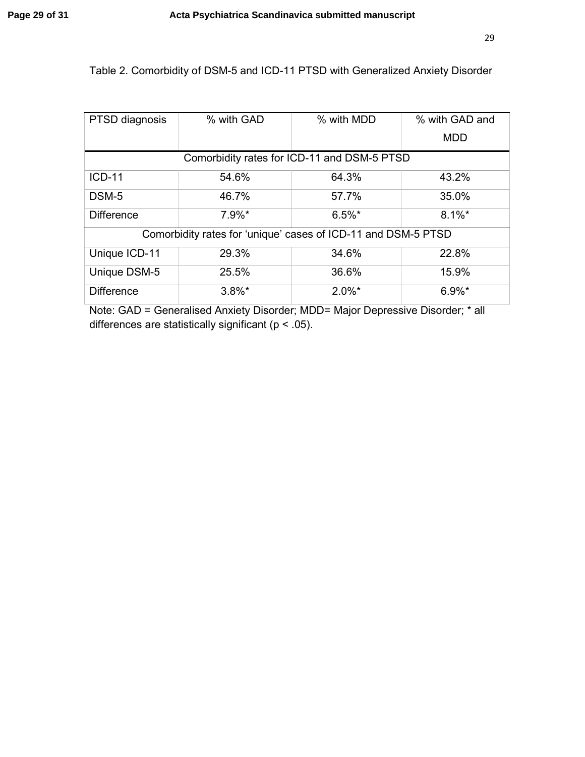Table 2. Comorbidity of DSM-5 and ICD-11 PTSD with Generalized Anxiety Disorder

| PTSD diagnosis | % with GAD | % with MDD | % with GAD and MDD |
|---|---|---|---|
| Comorbidity rates for ICD-11 and DSM-5 PTSD | | | |
| ICD-11 | 54.6% | 64.3% | 43.2% |
| DSM-5 | 46.7% | 57.7% | 35.0% |
| Difference | 7.9%* | 6.5%* | 8.1%* |
| Comorbidity rates for ‘unique’ cases of ICD-11 and DSM-5 PTSD | | | |
| Unique ICD-11 | 29.3% | 34.6% | 22.8% |
| Unique DSM-5 | 25.5% | 36.6% | 15.9% |
| Difference | 3.8%* | 2.0%* | 6.9%* |

Note: GAD = Generalised Anxiety Disorder; MDD= Major Depressive Disorder; * all differences are statistically significant ($p < .05$).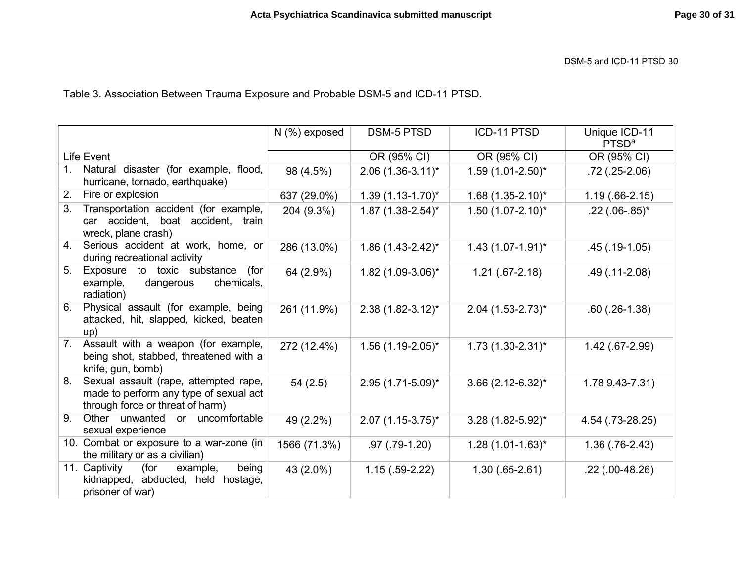Table 3. Association Between Trauma Exposure and Probable DSM-5 and ICD-11 PTSD.

| Life Event | N (%) exposed | DSM-5 PTSD | ICD-11 PTSD | Unique ICD-11 PTSD[a] |
|---|---|---|---|---|
| | | OR (95% CI) | OR (95% CI) | OR (95% CI) |
| 1. Natural disaster (for example, flood, hurricane, tornado, earthquake) | 98 (4.5%) | 2.06 (1.36-3.11)* | 1.59 (1.01-2.50)* | .72 (.25-2.06) |
| 2. Fire or explosion | 637 (29.0%) | 1.39 (1.13-1.70)* | 1.68 (1.35-2.10)* | 1.19 (.66-2.15) |
| 3. Transportation accident (for example, car accident, boat accident, train wreck, plane crash) | 204 (9.3%) | 1.87 (1.38-2.54)* | 1.50 (1.07-2.10)* | .22 (.06-.85)* |
| 4. Serious accident at work, home, or during recreational activity | 286 (13.0%) | 1.86 (1.43-2.42)* | 1.43 (1.07-1.91)* | .45 (.19-1.05) |
| 5. Exposure to toxic substance (for example, dangerous chemicals, radiation) | 64 (2.9%) | 1.82 (1.09-3.06)* | 1.21 (.67-2.18) | .49 (.11-2.08) |
| 6. Physical assault (for example, being attacked, hit, slapped, kicked, beaten up) | 261 (11.9%) | 2.38 (1.82-3.12)* | 2.04 (1.53-2.73)* | .60 (.26-1.38) |
| 7. Assault with a weapon (for example, being shot, stabbed, threatened with a knife, gun, bomb) | 272 (12.4%) | 1.56 (1.19-2.05)* | 1.73 (1.30-2.31)* | 1.42 (.67-2.99) |
| 8. Sexual assault (rape, attempted rape, made to perform any type of sexual act through force or threat of harm) | 54 (2.5) | 2.95 (1.71-5.09)* | 3.66 (2.12-6.32)* | 1.78 9.43-7.31) |
| 9. Other unwanted or uncomfortable sexual experience | 49 (2.2%) | 2.07 (1.15-3.75)* | 3.28 (1.82-5.92)* | 4.54 (.73-28.25) |
| 10. Combat or exposure to a war-zone (in the military or as a civilian) | 1566 (71.3%) | .97 (.79-1.20) | 1.28 (1.01-1.63)* | 1.36 (.76-2.43) |
| 11. Captivity (for example, being kidnapped, abducted, held hostage, prisoner of war) | 43 (2.0%) | 1.15 (.59-2.22) | 1.30 (.65-2.61) | .22 (.00-48.26) |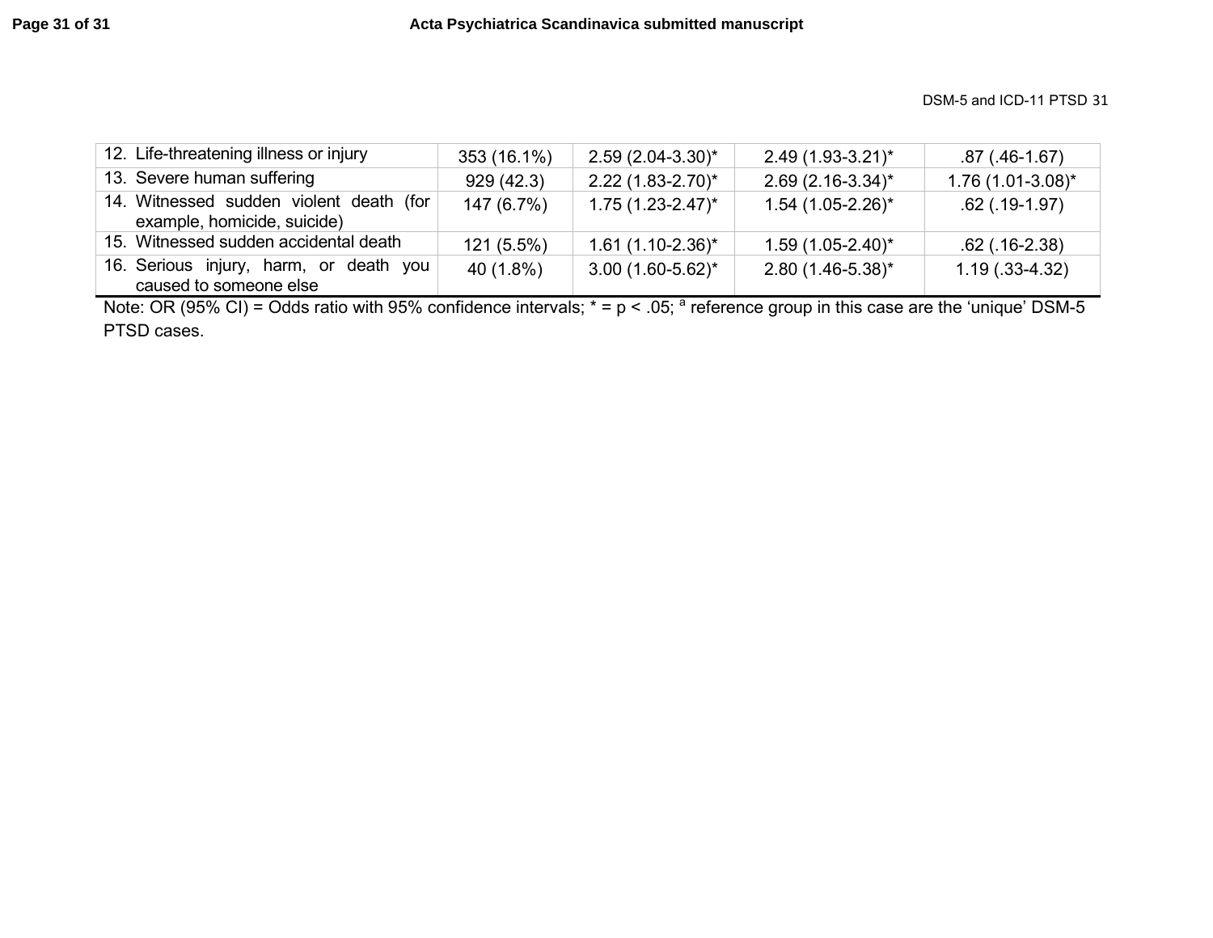| | | | | |
|---|---|---|---|---|
| 12. Life-threatening illness or injury | 353 (16.1%) | 2.59 (2.04-3.30)* | 2.49 (1.93-3.21)* | .87 (.46-1.67) |
| 13. Severe human suffering | 929 (42.3) | 2.22 (1.83-2.70)* | 2.69 (2.16-3.34)* | 1.76 (1.01-3.08)* |
| 14. Witnessed sudden violent death (for example, homicide, suicide) | 147 (6.7%) | 1.75 (1.23-2.47)* | 1.54 (1.05-2.26)* | .62 (.19-1.97) |
| 15. Witnessed sudden accidental death | 121 (5.5%) | 1.61 (1.10-2.36)* | 1.59 (1.05-2.40)* | .62 (.16-2.38) |
| 16. Serious injury, harm, or death you caused to someone else | 40 (1.8%) | 3.00 (1.60-5.62)* | 2.80 (1.46-5.38)* | 1.19 (.33-4.32) |

Note: OR (95% CI) = Odds ratio with 95% confidence intervals; * = p < .05; [a] reference group in this case are the 'unique' DSM-5 PTSD cases.